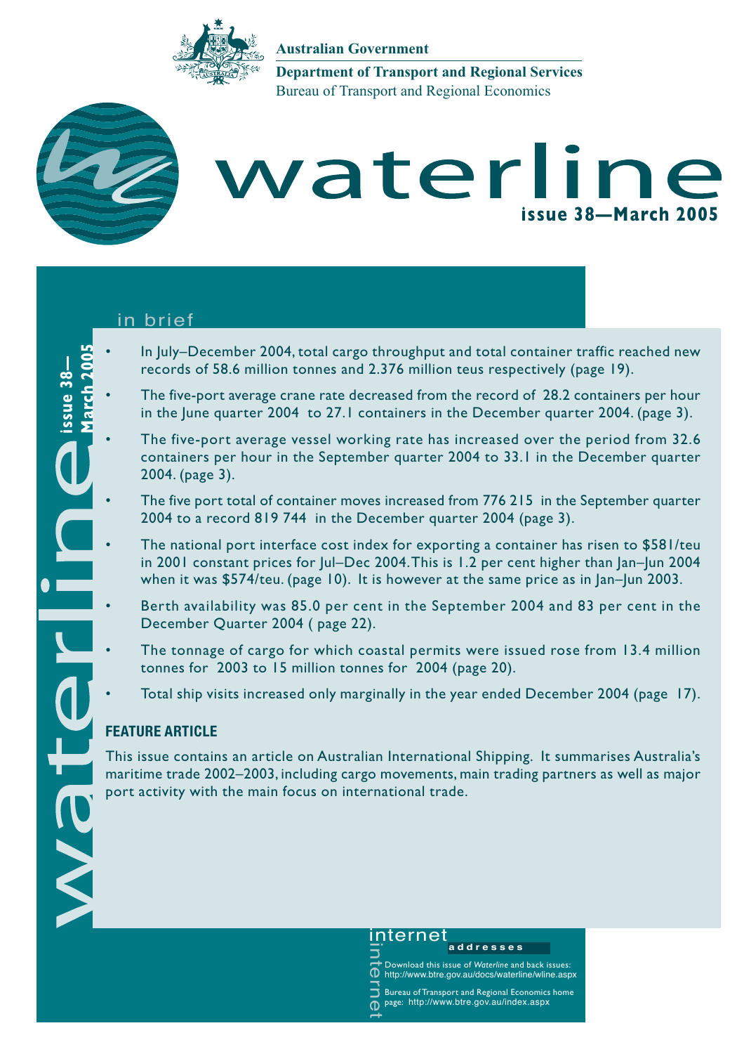**Australian Government**

**Department of Transport and Regional Services**

Bureau of Transport and Regional Economics

# waterline

**issue 38—March 2005**

## in brief

- In July–December 2004, total cargo throughput and total container traffic reached new records of 58.6 million tonnes and 2.376 million teus respectively (page 19).
- The five-port average crane rate decreased from the record of 28.2 containers per hour in the June quarter 2004 to 27.1 containers in the December quarter 2004. (page 3).
- The five-port average vessel working rate has increased over the period from 32.6 containers per hour in the September quarter 2004 to 33.1 in the December quarter 2004. (page 3).
- The five port total of container moves increased from 776 215 in the September quarter 2004 to a record 819 744 in the December quarter 2004 (page 3).
- The national port interface cost index for exporting a container has risen to $581/teu in 2001 constant prices for Jul–Dec 2004. This is 1.2 per cent higher than Jan–Jun 2004 when it was $574/teu. (page 10). It is however at the same price as in Jan–Jun 2003.
- Berth availability was 85.0 per cent in the September 2004 and 83 per cent in the December Quarter 2004 ( page 22).
- The tonnage of cargo for which coastal permits were issued rose from 13.4 million tonnes for 2003 to 15 million tonnes for 2004 (page 20).
- Total ship visits increased only marginally in the year ended December 2004 (page 17).

### FEATURE ARTICLE

This issue contains an article on Australian International Shipping. It summarises Australia's maritime trade 2002–2003, including cargo movements, main trading partners as well as major port activity with the main focus on international trade.

### internet addresses

Download this issue of *Waterline* and back issues: http://www.btre.gov.au/docs/waterline/wline.aspx

Bureau of Transport and Regional Economics home page: http://www.btre.gov.au/index.aspx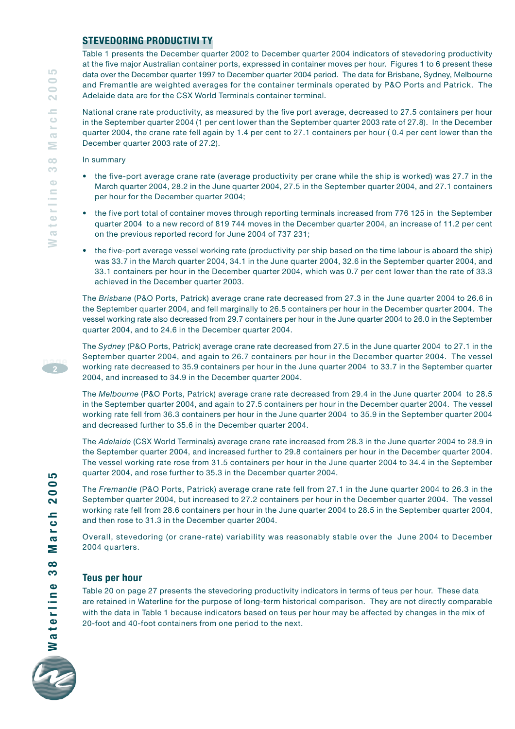## STEVEDORING PRODUCTIVITY

Table 1 presents the December quarter 2002 to December quarter 2004 indicators of stevedoring productivity at the five major Australian container ports, expressed in container moves per hour. Figures 1 to 6 present these data over the December quarter 1997 to December quarter 2004 period. The data for Brisbane, Sydney, Melbourne and Fremantle are weighted averages for the container terminals operated by P&O Ports and Patrick. The Adelaide data are for the CSX World Terminals container terminal.

National crane rate productivity, as measured by the five port average, decreased to 27.5 containers per hour in the September quarter 2004 (1 per cent lower than the September quarter 2003 rate of 27.8). In the December quarter 2004, the crane rate fell again by 1.4 per cent to 27.1 containers per hour ( 0.4 per cent lower than the December quarter 2003 rate of 27.2).

In summary

- the five-port average crane rate (average productivity per crane while the ship is worked) was 27.7 in the March quarter 2004, 28.2 in the June quarter 2004, 27.5 in the September quarter 2004, and 27.1 containers per hour for the December quarter 2004;
- the five port total of container moves through reporting terminals increased from 776 125 in the September quarter 2004 to a new record of 819 744 moves in the December quarter 2004, an increase of 11.2 per cent on the previous reported record for June 2004 of 737 231;
- the five-port average vessel working rate (productivity per ship based on the time labour is aboard the ship) was 33.7 in the March quarter 2004, 34.1 in the June quarter 2004, 32.6 in the September quarter 2004, and 33.1 containers per hour in the December quarter 2004, which was 0.7 per cent lower than the rate of 33.3 achieved in the December quarter 2003.

The *Brisbane* (P&O Ports, Patrick) average crane rate decreased from 27.3 in the June quarter 2004 to 26.6 in the September quarter 2004, and fell marginally to 26.5 containers per hour in the December quarter 2004. The vessel working rate also decreased from 29.7 containers per hour in the June quarter 2004 to 26.0 in the September quarter 2004, and to 24.6 in the December quarter 2004.

The *Sydney* (P&O Ports, Patrick) average crane rate decreased from 27.5 in the June quarter 2004 to 27.1 in the September quarter 2004, and again to 26.7 containers per hour in the December quarter 2004. The vessel working rate decreased to 35.9 containers per hour in the June quarter 2004 to 33.7 in the September quarter 2004, and increased to 34.9 in the December quarter 2004.

The *Melbourne* (P&O Ports, Patrick) average crane rate decreased from 29.4 in the June quarter 2004 to 28.5 in the September quarter 2004, and again to 27.5 containers per hour in the December quarter 2004. The vessel working rate fell from 36.3 containers per hour in the June quarter 2004 to 35.9 in the September quarter 2004 and decreased further to 35.6 in the December quarter 2004.

The *Adelaide* (CSX World Terminals) average crane rate increased from 28.3 in the June quarter 2004 to 28.9 in the September quarter 2004, and increased further to 29.8 containers per hour in the December quarter 2004. The vessel working rate rose from 31.5 containers per hour in the June quarter 2004 to 34.4 in the September quarter 2004, and rose further to 35.3 in the December quarter 2004.

The *Fremantle* (P&O Ports, Patrick) average crane rate fell from 27.1 in the June quarter 2004 to 26.3 in the September quarter 2004, but increased to 27.2 containers per hour in the December quarter 2004. The vessel working rate fell from 28.6 containers per hour in the June quarter 2004 to 28.5 in the September quarter 2004, and then rose to 31.3 in the December quarter 2004.

Overall, stevedoring (or crane-rate) variability was reasonably stable over the June 2004 to December 2004 quarters.

### Teus per hour

Table 20 on page 27 presents the stevedoring productivity indicators in terms of teus per hour. These data are retained in Waterline for the purpose of long-term historical comparison. They are not directly comparable with the data in Table 1 because indicators based on teus per hour may be affected by changes in the mix of 20-foot and 40-foot containers from one period to the next.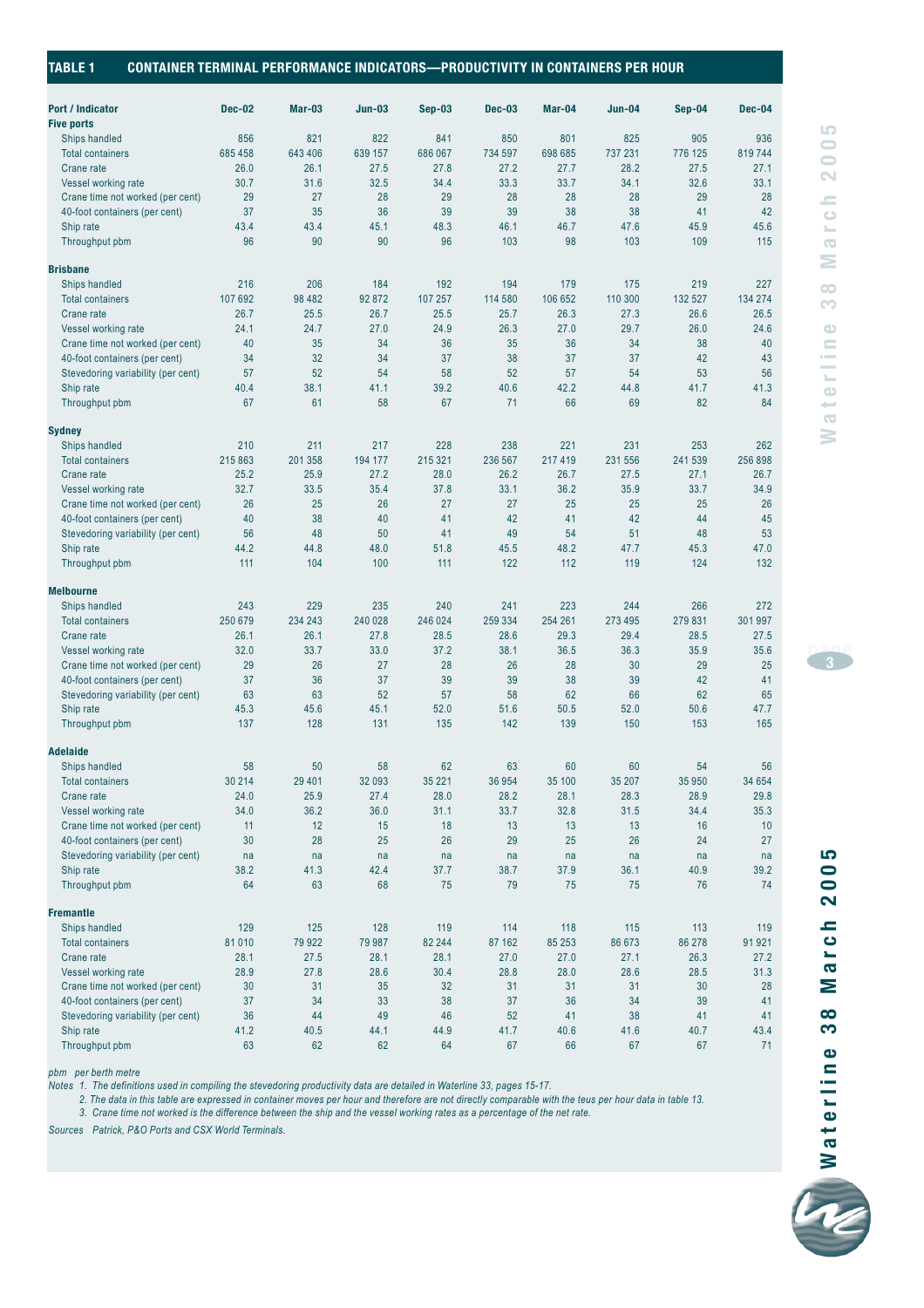## TABLE 1 CONTAINER TERMINAL PERFORMANCE INDICATORS—PRODUCTIVITY IN CONTAINERS PER HOUR

| Port / Indicator | Dec-02 | Mar-03 | Jun-03 | Sep-03 | Dec-03 | Mar-04 | Jun-04 | Sep-04 | Dec-04 |
|---|---|---|---|---|---|---|---|---|---|
| **Five ports** | | | | | | | | | |
| Ships handled | 856 | 821 | 822 | 841 | 850 | 801 | 825 | 905 | 936 |
| Total containers | 685 458 | 643 406 | 639 157 | 686 067 | 734 597 | 698 685 | 737 231 | 776 125 | 819 744 |
| Crane rate | 26.0 | 26.1 | 27.5 | 27.8 | 27.2 | 27.7 | 28.2 | 27.5 | 27.1 |
| Vessel working rate | 30.7 | 31.6 | 32.5 | 34.4 | 33.3 | 33.7 | 34.1 | 32.6 | 33.1 |
| Crane time not worked (per cent) | 29 | 27 | 28 | 29 | 28 | 28 | 28 | 29 | 28 |
| 40-foot containers (per cent) | 37 | 35 | 36 | 39 | 39 | 38 | 38 | 41 | 42 |
| Ship rate | 43.4 | 43.4 | 45.1 | 48.3 | 46.1 | 46.7 | 47.6 | 45.9 | 45.6 |
| Throughput pbm | 96 | 90 | 90 | 96 | 103 | 98 | 103 | 109 | 115 |
| **Brisbane** | | | | | | | | | |
| Ships handled | 216 | 206 | 184 | 192 | 194 | 179 | 175 | 219 | 227 |
| Total containers | 107 692 | 98 482 | 92 872 | 107 257 | 114 580 | 106 652 | 110 300 | 132 527 | 134 274 |
| Crane rate | 26.7 | 25.5 | 26.7 | 25.5 | 25.7 | 26.3 | 27.3 | 26.6 | 26.5 |
| Vessel working rate | 24.1 | 24.7 | 27.0 | 24.9 | 26.3 | 27.0 | 29.7 | 26.0 | 24.6 |
| Crane time not worked (per cent) | 40 | 35 | 34 | 36 | 35 | 36 | 34 | 38 | 40 |
| 40-foot containers (per cent) | 34 | 32 | 34 | 37 | 38 | 37 | 37 | 42 | 43 |
| Stevedoring variability (per cent) | 57 | 52 | 54 | 58 | 52 | 57 | 54 | 53 | 56 |
| Ship rate | 40.4 | 38.1 | 41.1 | 39.2 | 40.6 | 42.2 | 44.8 | 41.7 | 41.3 |
| Throughput pbm | 67 | 61 | 58 | 67 | 71 | 66 | 69 | 82 | 84 |
| **Sydney** | | | | | | | | | |
| Ships handled | 210 | 211 | 217 | 228 | 238 | 221 | 231 | 253 | 262 |
| Total containers | 215 863 | 201 358 | 194 177 | 215 321 | 236 567 | 217 419 | 231 556 | 241 539 | 256 898 |
| Crane rate | 25.2 | 25.9 | 27.2 | 28.0 | 26.2 | 26.7 | 27.5 | 27.1 | 26.7 |
| Vessel working rate | 32.7 | 33.5 | 35.4 | 37.8 | 33.1 | 36.2 | 35.9 | 33.7 | 34.9 |
| Crane time not worked (per cent) | 26 | 25 | 26 | 27 | 27 | 25 | 25 | 25 | 26 |
| 40-foot containers (per cent) | 40 | 38 | 40 | 41 | 42 | 41 | 42 | 44 | 45 |
| Stevedoring variability (per cent) | 56 | 48 | 50 | 41 | 49 | 54 | 51 | 48 | 53 |
| Ship rate | 44.2 | 44.8 | 48.0 | 51.8 | 45.5 | 48.2 | 47.7 | 45.3 | 47.0 |
| Throughput pbm | 111 | 104 | 100 | 111 | 122 | 112 | 119 | 124 | 132 |
| **Melbourne** | | | | | | | | | |
| Ships handled | 243 | 229 | 235 | 240 | 241 | 223 | 244 | 266 | 272 |
| Total containers | 250 679 | 234 243 | 240 028 | 246 024 | 259 334 | 254 261 | 273 495 | 279 831 | 301 997 |
| Crane rate | 26.1 | 26.1 | 27.8 | 28.5 | 28.6 | 29.3 | 29.4 | 28.5 | 27.5 |
| Vessel working rate | 32.0 | 33.7 | 33.0 | 37.2 | 38.1 | 36.5 | 36.3 | 35.9 | 35.6 |
| Crane time not worked (per cent) | 29 | 26 | 27 | 28 | 26 | 28 | 30 | 29 | 25 |
| 40-foot containers (per cent) | 37 | 36 | 37 | 39 | 39 | 38 | 39 | 42 | 41 |
| Stevedoring variability (per cent) | 63 | 63 | 52 | 57 | 58 | 62 | 66 | 62 | 65 |
| Ship rate | 45.3 | 45.6 | 45.1 | 52.0 | 51.6 | 50.5 | 52.0 | 50.6 | 47.7 |
| Throughput pbm | 137 | 128 | 131 | 135 | 142 | 139 | 150 | 153 | 165 |
| **Adelaide** | | | | | | | | | |
| Ships handled | 58 | 50 | 58 | 62 | 63 | 60 | 60 | 54 | 56 |
| Total containers | 30 214 | 29 401 | 32 093 | 35 221 | 36 954 | 35 100 | 35 207 | 35 950 | 34 654 |
| Crane rate | 24.0 | 25.9 | 27.4 | 28.0 | 28.2 | 28.1 | 28.3 | 28.9 | 29.8 |
| Vessel working rate | 34.0 | 36.2 | 36.0 | 31.1 | 33.7 | 32.8 | 31.5 | 34.4 | 35.3 |
| Crane time not worked (per cent) | 11 | 12 | 15 | 18 | 13 | 13 | 13 | 16 | 10 |
| 40-foot containers (per cent) | 30 | 28 | 25 | 26 | 29 | 25 | 26 | 24 | 27 |
| Stevedoring variability (per cent) | na | na | na | na | na | na | na | na | na |
| Ship rate | 38.2 | 41.3 | 42.4 | 37.7 | 38.7 | 37.9 | 36.1 | 40.9 | 39.2 |
| Throughput pbm | 64 | 63 | 68 | 75 | 79 | 75 | 75 | 76 | 74 |
| **Fremantle** | | | | | | | | | |
| Ships handled | 129 | 125 | 128 | 119 | 114 | 118 | 115 | 113 | 119 |
| Total containers | 81 010 | 79 922 | 79 987 | 82 244 | 87 162 | 85 253 | 86 673 | 86 278 | 91 921 |
| Crane rate | 28.1 | 27.5 | 28.1 | 28.1 | 27.0 | 27.0 | 27.1 | 26.3 | 27.2 |
| Vessel working rate | 28.9 | 27.8 | 28.6 | 30.4 | 28.8 | 28.0 | 28.6 | 28.5 | 31.3 |
| Crane time not worked (per cent) | 30 | 31 | 35 | 32 | 31 | 31 | 31 | 30 | 28 |
| 40-foot containers (per cent) | 37 | 34 | 33 | 38 | 37 | 36 | 34 | 39 | 41 |
| Stevedoring variability (per cent) | 36 | 44 | 49 | 46 | 52 | 41 | 38 | 41 | 41 |
| Ship rate | 41.2 | 40.5 | 44.1 | 44.9 | 41.7 | 40.6 | 41.6 | 40.7 | 43.4 |
| Throughput pbm | 63 | 62 | 62 | 64 | 67 | 66 | 67 | 67 | 71 |

*pbm per berth metre*

*Notes 1. The definitions used in compiling the stevedoring productivity data are detailed in Waterline 33, pages 15-17.*

*2. The data in this table are expressed in container moves per hour and therefore are not directly comparable with the teus per hour data in table 13.*

*3. Crane time not worked is the difference between the ship and the vessel working rates as a percentage of the net rate.*

*Sources Patrick, P&O Ports and CSX World Terminals.*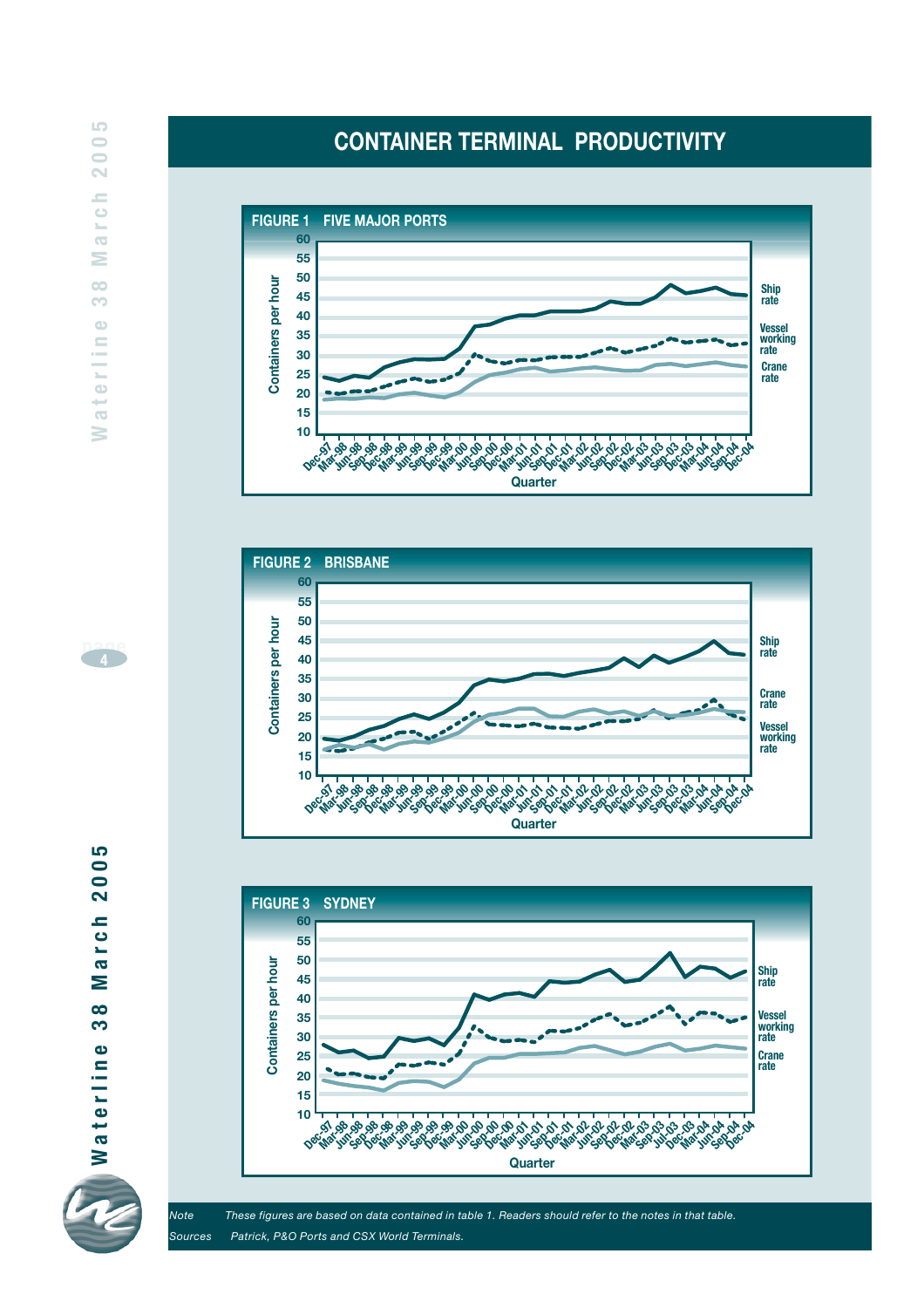# CONTAINER TERMINAL PRODUCTIVITY

**FIGURE 1 FIVE MAJOR PORTS**

**FIGURE 2 BRISBANE**

**FIGURE 3 SYDNEY**

*Note* *These figures are based on data contained in table 1. Readers should refer to the notes in that table.*

*Sources* *Patrick, P&O Ports and CSX World Terminals.*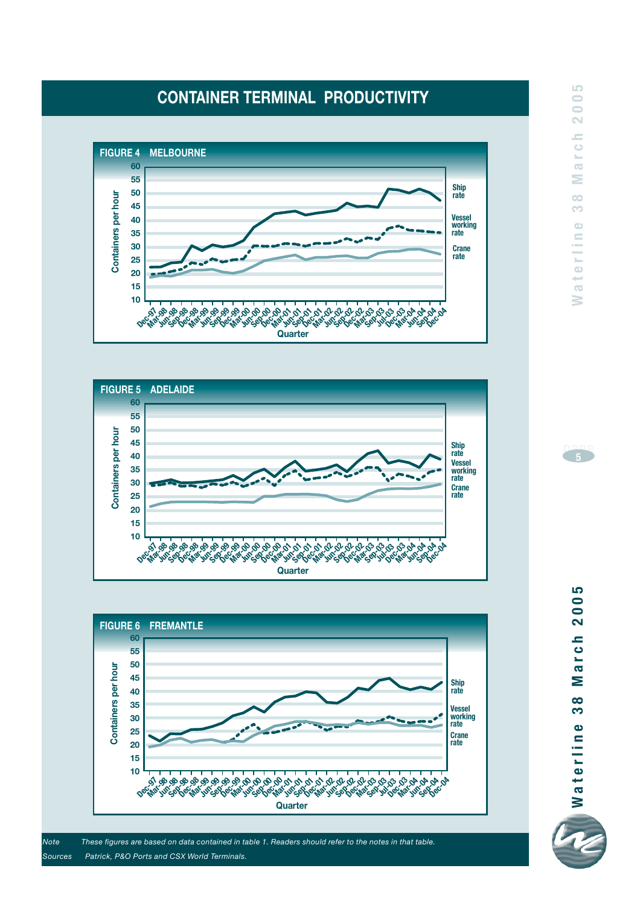# CONTAINER TERMINAL PRODUCTIVITY

**FIGURE 4 MELBOURNE**

**FIGURE 5 ADELAIDE**

**FIGURE 6 FREMANTLE**

*Note* *These figures are based on data contained in table 1. Readers should refer to the notes in that table.*

*Sources* *Patrick, P&O Ports and CSX World Terminals.*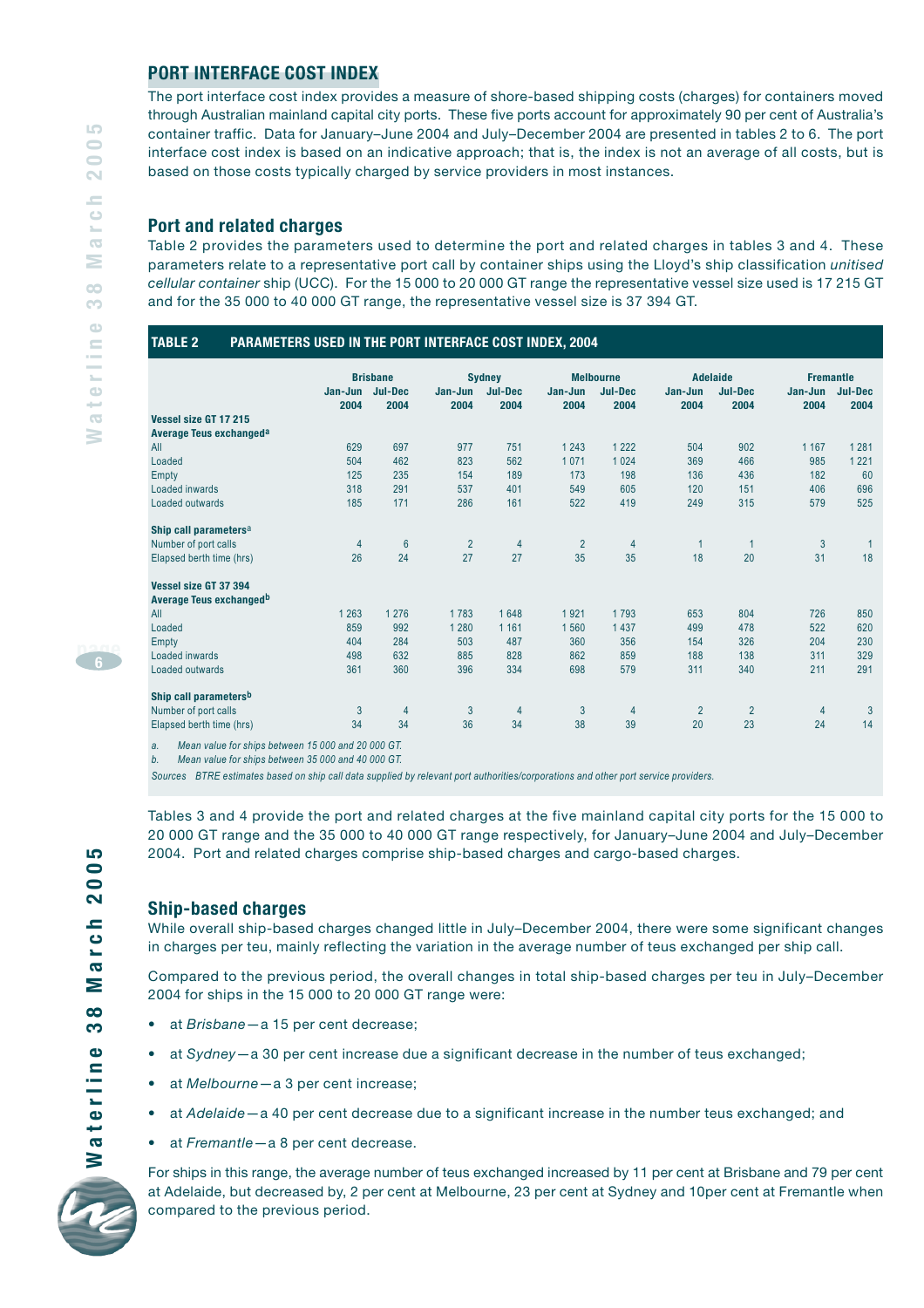## PORT INTERFACE COST INDEX

The port interface cost index provides a measure of shore-based shipping costs (charges) for containers moved through Australian mainland capital city ports. These five ports account for approximately 90 per cent of Australia's container traffic. Data for January–June 2004 and July–December 2004 are presented in tables 2 to 6. The port interface cost index is based on an indicative approach; that is, the index is not an average of all costs, but is based on those costs typically charged by service providers in most instances.

### Port and related charges

Table 2 provides the parameters used to determine the port and related charges in tables 3 and 4. These parameters relate to a representative port call by container ships using the Lloyd's ship classification *unitised cellular container* ship (UCC). For the 15 000 to 20 000 GT range the representative vessel size used is 17 215 GT and for the 35 000 to 40 000 GT range, the representative vessel size is 37 394 GT.

**TABLE 2 PARAMETERS USED IN THE PORT INTERFACE COST INDEX, 2004**

| | Brisbane | | Sydney | | Melbourne | | Adelaide | | Fremantle | |
|---|---|---|---|---|---|---|---|---|---|---|
| | Jan-Jun 2004 | Jul-Dec 2004 | Jan-Jun 2004 | Jul-Dec 2004 | Jan-Jun 2004 | Jul-Dec 2004 | Jan-Jun 2004 | Jul-Dec 2004 | Jan-Jun 2004 | Jul-Dec 2004 |
| **Vessel size GT 17 215** | | | | | | | | | | |
| **Average Teus exchanged[a]** | | | | | | | | | | |
| All | 629 | 697 | 977 | 751 | 1 243 | 1 222 | 504 | 902 | 1 167 | 1 281 |
| Loaded | 504 | 462 | 823 | 562 | 1 071 | 1 024 | 369 | 466 | 985 | 1 221 |
| Empty | 125 | 235 | 154 | 189 | 173 | 198 | 136 | 436 | 182 | 60 |
| Loaded inwards | 318 | 291 | 537 | 401 | 549 | 605 | 120 | 151 | 406 | 696 |
| Loaded outwards | 185 | 171 | 286 | 161 | 522 | 419 | 249 | 315 | 579 | 525 |
| **Ship call parameters[a]** | | | | | | | | | | |
| Number of port calls | 4 | 6 | 2 | 4 | 2 | 4 | 1 | 1 | 3 | 1 |
| Elapsed berth time (hrs) | 26 | 24 | 27 | 27 | 35 | 35 | 18 | 20 | 31 | 18 |
| **Vessel size GT 37 394** | | | | | | | | | | |
| **Average Teus exchanged[b]** | | | | | | | | | | |
| All | 1 263 | 1 276 | 1 783 | 1 648 | 1 921 | 1 793 | 653 | 804 | 726 | 850 |
| Loaded | 859 | 992 | 1 280 | 1 161 | 1 560 | 1 437 | 499 | 478 | 522 | 620 |
| Empty | 404 | 284 | 503 | 487 | 360 | 356 | 154 | 326 | 204 | 230 |
| Loaded inwards | 498 | 632 | 885 | 828 | 862 | 859 | 188 | 138 | 311 | 329 |
| Loaded outwards | 361 | 360 | 396 | 334 | 698 | 579 | 311 | 340 | 211 | 291 |
| **Ship call parameters[b]** | | | | | | | | | | |
| Number of port calls | 3 | 4 | 3 | 4 | 3 | 4 | 2 | 2 | 4 | 3 |
| Elapsed berth time (hrs) | 34 | 34 | 36 | 34 | 38 | 39 | 20 | 23 | 24 | 14 |

*a. Mean value for ships between 15 000 and 20 000 GT.*
*b. Mean value for ships between 35 000 and 40 000 GT.*
*Sources BTRE estimates based on ship call data supplied by relevant port authorities/corporations and other port service providers.*

Tables 3 and 4 provide the port and related charges at the five mainland capital city ports for the 15 000 to 20 000 GT range and the 35 000 to 40 000 GT range respectively, for January–June 2004 and July–December 2004. Port and related charges comprise ship-based charges and cargo-based charges.

### Ship-based charges

While overall ship-based charges changed little in July–December 2004, there were some significant changes in charges per teu, mainly reflecting the variation in the average number of teus exchanged per ship call.

Compared to the previous period, the overall changes in total ship-based charges per teu in July–December 2004 for ships in the 15 000 to 20 000 GT range were:

- at *Brisbane*—a 15 per cent decrease;
- at *Sydney*—a 30 per cent increase due a significant decrease in the number of teus exchanged;
- at *Melbourne*—a 3 per cent increase;
- at *Adelaide*—a 40 per cent decrease due to a significant increase in the number teus exchanged; and
- at *Fremantle*—a 8 per cent decrease.

For ships in this range, the average number of teus exchanged increased by 11 per cent at Brisbane and 79 per cent at Adelaide, but decreased by, 2 per cent at Melbourne, 23 per cent at Sydney and 10per cent at Fremantle when compared to the previous period.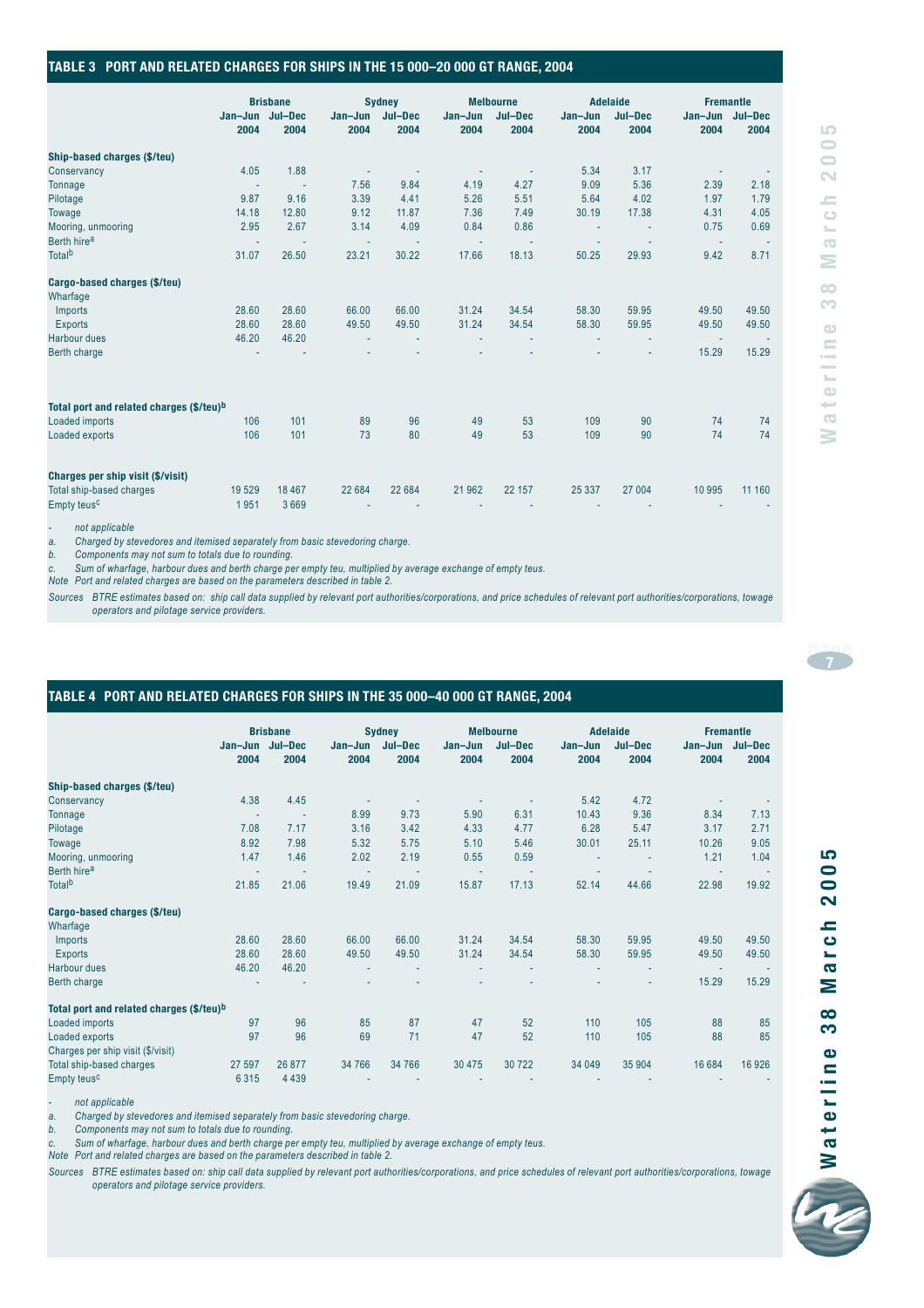## TABLE 3 PORT AND RELATED CHARGES FOR SHIPS IN THE 15 000–20 000 GT RANGE, 2004

| | Brisbane | | Sydney | | Melbourne | | Adelaide | | Fremantle | |
|---|---|---|---|---|---|---|---|---|---|---|
| | Jan–Jun 2004 | Jul–Dec 2004 | Jan–Jun 2004 | Jul–Dec 2004 | Jan–Jun 2004 | Jul–Dec 2004 | Jan–Jun 2004 | Jul–Dec 2004 | Jan–Jun 2004 | Jul–Dec 2004 |
| **Ship-based charges ($/teu)** | | | | | | | | | | |
| Conservancy | 4.05 | 1.88 | - | - | - | - | 5.34 | 3.17 | - | - |
| Tonnage | - | - | 7.56 | 9.84 | 4.19 | 4.27 | 9.09 | 5.36 | 2.39 | 2.18 |
| Pilotage | 9.87 | 9.16 | 3.39 | 4.41 | 5.26 | 5.51 | 5.64 | 4.02 | 1.97 | 1.79 |
| Towage | 14.18 | 12.80 | 9.12 | 11.87 | 7.36 | 7.49 | 30.19 | 17.38 | 4.31 | 4.05 |
| Mooring, unmooring | 2.95 | 2.67 | 3.14 | 4.09 | 0.84 | 0.86 | - | - | 0.75 | 0.69 |
| Berth hire[a] | - | - | - | - | - | - | - | - | - | - |
| Total[b] | 31.07 | 26.50 | 23.21 | 30.22 | 17.66 | 18.13 | 50.25 | 29.93 | 9.42 | 8.71 |
| **Cargo-based charges ($/teu)** | | | | | | | | | | |
| Wharfage | | | | | | | | | | |
| Imports | 28.60 | 28.60 | 66.00 | 66.00 | 31.24 | 34.54 | 58.30 | 59.95 | 49.50 | 49.50 |
| Exports | 28.60 | 28.60 | 49.50 | 49.50 | 31.24 | 34.54 | 58.30 | 59.95 | 49.50 | 49.50 |
| Harbour dues | 46.20 | 46.20 | - | - | - | - | - | - | - | - |
| Berth charge | - | - | - | - | - | - | - | - | 15.29 | 15.29 |
| **Total port and related charges ($/teu)[b]** | | | | | | | | | | |
| Loaded imports | 106 | 101 | 89 | 96 | 49 | 53 | 109 | 90 | 74 | 74 |
| Loaded exports | 106 | 101 | 73 | 80 | 49 | 53 | 109 | 90 | 74 | 74 |
| **Charges per ship visit ($/visit)** | | | | | | | | | | |
| Total ship-based charges | 19 529 | 18 467 | 22 684 | 22 684 | 21 962 | 22 157 | 25 337 | 27 004 | 10 995 | 11 160 |
| Empty teus[c] | 1 951 | 3 669 | - | - | - | - | - | - | - | - |

*- not applicable*
*a. Charged by stevedores and itemised separately from basic stevedoring charge.*
*b. Components may not sum to totals due to rounding.*
*c. Sum of wharfage, harbour dues and berth charge per empty teu, multiplied by average exchange of empty teus.*
*Note Port and related charges are based on the parameters described in table 2.*
*Sources BTRE estimates based on: ship call data supplied by relevant port authorities/corporations, and price schedules of relevant port authorities/corporations, towage operators and pilotage service providers.*

## TABLE 4 PORT AND RELATED CHARGES FOR SHIPS IN THE 35 000–40 000 GT RANGE, 2004

| | Brisbane | | Sydney | | Melbourne | | Adelaide | | Fremantle | |
|---|---|---|---|---|---|---|---|---|---|---|
| | Jan–Jun 2004 | Jul–Dec 2004 | Jan–Jun 2004 | Jul–Dec 2004 | Jan–Jun 2004 | Jul–Dec 2004 | Jan–Jun 2004 | Jul–Dec 2004 | Jan–Jun 2004 | Jul–Dec 2004 |
| **Ship-based charges ($/teu)** | | | | | | | | | | |
| Conservancy | 4.38 | 4.45 | - | - | - | - | 5.42 | 4.72 | - | - |
| Tonnage | - | - | 8.99 | 9.73 | 5.90 | 6.31 | 10.43 | 9.36 | 8.34 | 7.13 |
| Pilotage | 7.08 | 7.17 | 3.16 | 3.42 | 4.33 | 4.77 | 6.28 | 5.47 | 3.17 | 2.71 |
| Towage | 8.92 | 7.98 | 5.32 | 5.75 | 5.10 | 5.46 | 30.01 | 25.11 | 10.26 | 9.05 |
| Mooring, unmooring | 1.47 | 1.46 | 2.02 | 2.19 | 0.55 | 0.59 | - | - | 1.21 | 1.04 |
| Berth hire[a] | - | - | - | - | - | - | - | - | - | - |
| Total[b] | 21.85 | 21.06 | 19.49 | 21.09 | 15.87 | 17.13 | 52.14 | 44.66 | 22.98 | 19.92 |
| **Cargo-based charges ($/teu)** | | | | | | | | | | |
| Wharfage | | | | | | | | | | |
| Imports | 28.60 | 28.60 | 66.00 | 66.00 | 31.24 | 34.54 | 58.30 | 59.95 | 49.50 | 49.50 |
| Exports | 28.60 | 28.60 | 49.50 | 49.50 | 31.24 | 34.54 | 58.30 | 59.95 | 49.50 | 49.50 |
| Harbour dues | 46.20 | 46.20 | - | - | - | - | - | - | - | - |
| Berth charge | - | - | - | - | - | - | - | - | 15.29 | 15.29 |
| **Total port and related charges ($/teu)[b]** | | | | | | | | | | |
| Loaded imports | 97 | 96 | 85 | 87 | 47 | 52 | 110 | 105 | 88 | 85 |
| Loaded exports | 97 | 96 | 69 | 71 | 47 | 52 | 110 | 105 | 88 | 85 |
| Charges per ship visit ($/visit) | | | | | | | | | | |
| Total ship-based charges | 27 597 | 26 877 | 34 766 | 34 766 | 30 475 | 30 722 | 34 049 | 35 904 | 16 684 | 16 926 |
| Empty teus[c] | 6 315 | 4 439 | - | - | - | - | - | - | - | - |

*- not applicable*
*a. Charged by stevedores and itemised separately from basic stevedoring charge.*
*b. Components may not sum to totals due to rounding.*
*c. Sum of wharfage, harbour dues and berth charge per empty teu, multiplied by average exchange of empty teus.*
*Note Port and related charges are based on the parameters described in table 2.*
*Sources BTRE estimates based on: ship call data supplied by relevant port authorities/corporations, and price schedules of relevant port authorities/corporations, towage operators and pilotage service providers.*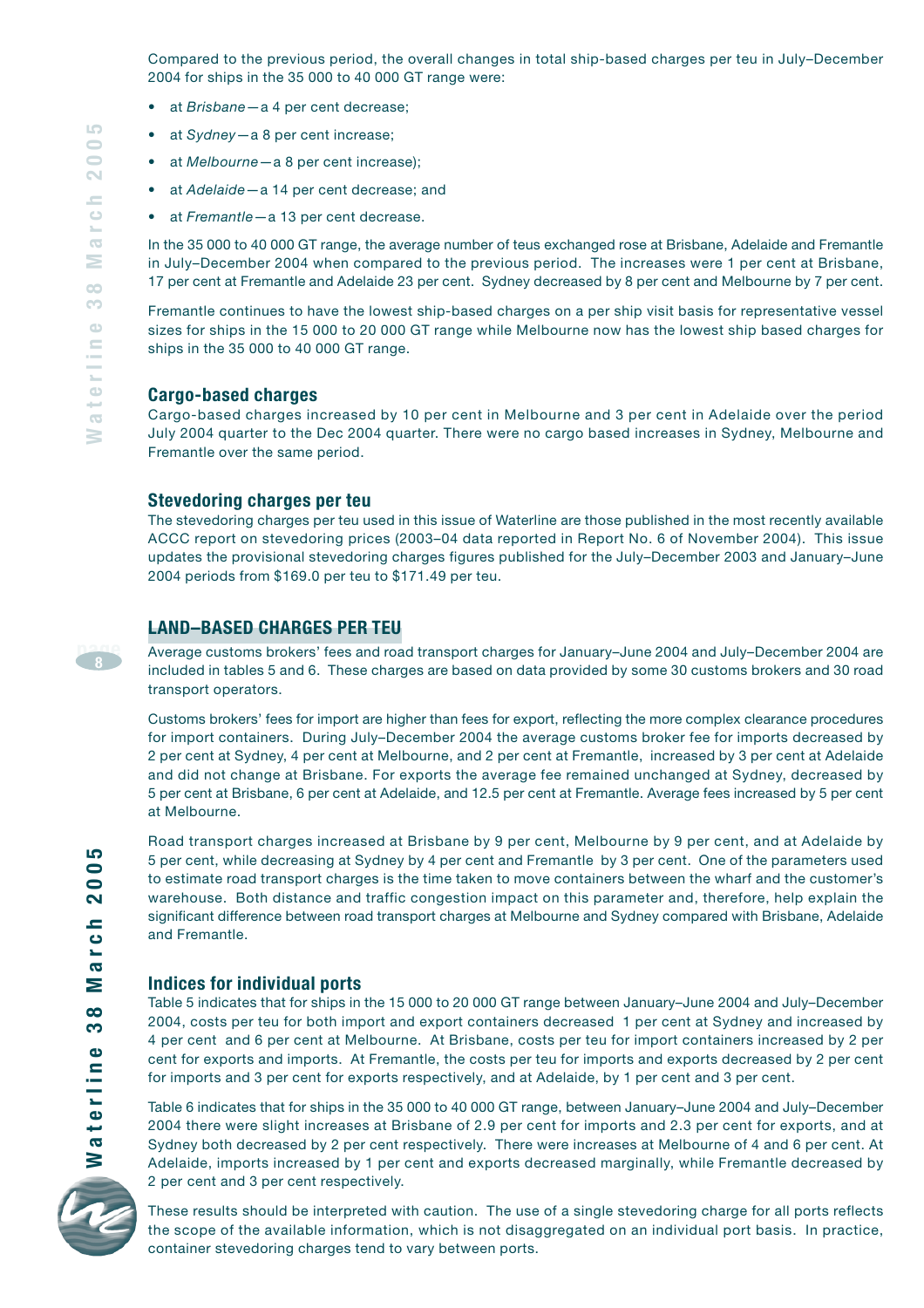Compared to the previous period, the overall changes in total ship-based charges per teu in July–December 2004 for ships in the 35 000 to 40 000 GT range were:

- at *Brisbane*—a 4 per cent decrease;
- at *Sydney*—a 8 per cent increase;
- at *Melbourne*—a 8 per cent increase);
- at *Adelaide*—a 14 per cent decrease; and
- at *Fremantle*—a 13 per cent decrease.

In the 35 000 to 40 000 GT range, the average number of teus exchanged rose at Brisbane, Adelaide and Fremantle in July–December 2004 when compared to the previous period. The increases were 1 per cent at Brisbane, 17 per cent at Fremantle and Adelaide 23 per cent. Sydney decreased by 8 per cent and Melbourne by 7 per cent.

Fremantle continues to have the lowest ship-based charges on a per ship visit basis for representative vessel sizes for ships in the 15 000 to 20 000 GT range while Melbourne now has the lowest ship based charges for ships in the 35 000 to 40 000 GT range.

### Cargo-based charges

Cargo-based charges increased by 10 per cent in Melbourne and 3 per cent in Adelaide over the period July 2004 quarter to the Dec 2004 quarter. There were no cargo based increases in Sydney, Melbourne and Fremantle over the same period.

### Stevedoring charges per teu

The stevedoring charges per teu used in this issue of Waterline are those published in the most recently available ACCC report on stevedoring prices (2003–04 data reported in Report No. 6 of November 2004). This issue updates the provisional stevedoring charges figures published for the July–December 2003 and January–June 2004 periods from $169.0 per teu to $171.49 per teu.

## LAND–BASED CHARGES PER TEU

Average customs brokers' fees and road transport charges for January–June 2004 and July–December 2004 are included in tables 5 and 6. These charges are based on data provided by some 30 customs brokers and 30 road transport operators.

Customs brokers' fees for import are higher than fees for export, reflecting the more complex clearance procedures for import containers. During July–December 2004 the average customs broker fee for imports decreased by 2 per cent at Sydney, 4 per cent at Melbourne, and 2 per cent at Fremantle, increased by 3 per cent at Adelaide and did not change at Brisbane. For exports the average fee remained unchanged at Sydney, decreased by 5 per cent at Brisbane, 6 per cent at Adelaide, and 12.5 per cent at Fremantle. Average fees increased by 5 per cent at Melbourne.

Road transport charges increased at Brisbane by 9 per cent, Melbourne by 9 per cent, and at Adelaide by 5 per cent, while decreasing at Sydney by 4 per cent and Fremantle by 3 per cent. One of the parameters used to estimate road transport charges is the time taken to move containers between the wharf and the customer's warehouse. Both distance and traffic congestion impact on this parameter and, therefore, help explain the significant difference between road transport charges at Melbourne and Sydney compared with Brisbane, Adelaide and Fremantle.

### Indices for individual ports

Table 5 indicates that for ships in the 15 000 to 20 000 GT range between January–June 2004 and July–December 2004, costs per teu for both import and export containers decreased 1 per cent at Sydney and increased by 4 per cent and 6 per cent at Melbourne. At Brisbane, costs per teu for import containers increased by 2 per cent for exports and imports. At Fremantle, the costs per teu for imports and exports decreased by 2 per cent for imports and 3 per cent for exports respectively, and at Adelaide, by 1 per cent and 3 per cent.

Table 6 indicates that for ships in the 35 000 to 40 000 GT range, between January–June 2004 and July–December 2004 there were slight increases at Brisbane of 2.9 per cent for imports and 2.3 per cent for exports, and at Sydney both decreased by 2 per cent respectively. There were increases at Melbourne of 4 and 6 per cent. At Adelaide, imports increased by 1 per cent and exports decreased marginally, while Fremantle decreased by 2 per cent and 3 per cent respectively.

These results should be interpreted with caution. The use of a single stevedoring charge for all ports reflects the scope of the available information, which is not disaggregated on an individual port basis. In practice, container stevedoring charges tend to vary between ports.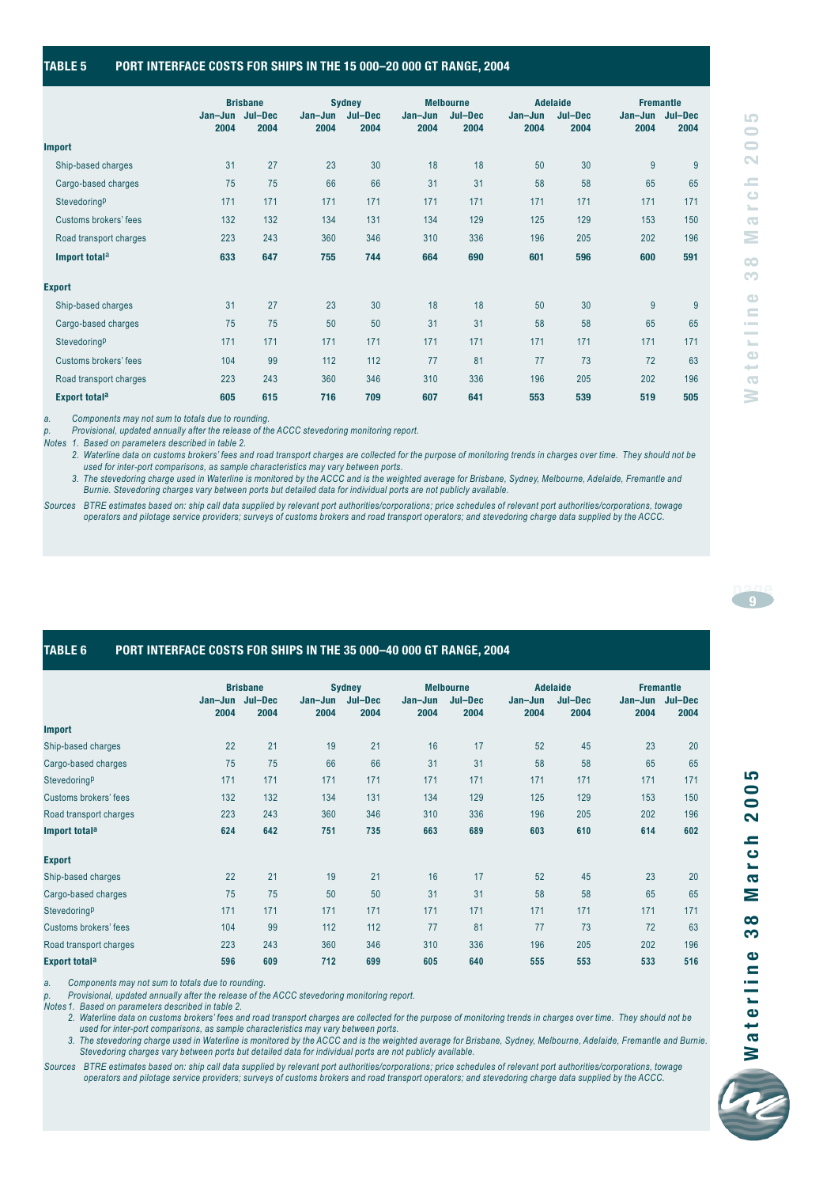## TABLE 5 PORT INTERFACE COSTS FOR SHIPS IN THE 15 000–20 000 GT RANGE, 2004

| | Brisbane | | Sydney | | Melbourne | | Adelaide | | Fremantle | |
|---|---|---|---|---|---|---|---|---|---|---|
| | Jan–Jun 2004 | Jul–Dec 2004 | Jan–Jun 2004 | Jul–Dec 2004 | Jan–Jun 2004 | Jul–Dec 2004 | Jan–Jun 2004 | Jul–Dec 2004 | Jan–Jun 2004 | Jul–Dec 2004 |
| **Import** | | | | | | | | | | |
| Ship-based charges | 31 | 27 | 23 | 30 | 18 | 18 | 50 | 30 | 9 | 9 |
| Cargo-based charges | 75 | 75 | 66 | 66 | 31 | 31 | 58 | 58 | 65 | 65 |
| Stevedoring[p] | 171 | 171 | 171 | 171 | 171 | 171 | 171 | 171 | 171 | 171 |
| Customs brokers' fees | 132 | 132 | 134 | 131 | 134 | 129 | 125 | 129 | 153 | 150 |
| Road transport charges | 223 | 243 | 360 | 346 | 310 | 336 | 196 | 205 | 202 | 196 |
| **Import total[a]** | **633** | **647** | **755** | **744** | **664** | **690** | **601** | **596** | **600** | **591** |
| **Export** | | | | | | | | | | |
| Ship-based charges | 31 | 27 | 23 | 30 | 18 | 18 | 50 | 30 | 9 | 9 |
| Cargo-based charges | 75 | 75 | 50 | 50 | 31 | 31 | 58 | 58 | 65 | 65 |
| Stevedoring[p] | 171 | 171 | 171 | 171 | 171 | 171 | 171 | 171 | 171 | 171 |
| Customs brokers' fees | 104 | 99 | 112 | 112 | 77 | 81 | 77 | 73 | 72 | 63 |
| Road transport charges | 223 | 243 | 360 | 346 | 310 | 336 | 196 | 205 | 202 | 196 |
| **Export total[a]** | **605** | **615** | **716** | **709** | **607** | **641** | **553** | **539** | **519** | **505** |

*a. Components may not sum to totals due to rounding.*
*p. Provisional, updated annually after the release of the ACCC stevedoring monitoring report.*
*Notes 1. Based on parameters described in table 2.*
*2. Waterline data on customs brokers' fees and road transport charges are collected for the purpose of monitoring trends in charges over time. They should not be used for inter-port comparisons, as sample characteristics may vary between ports.*
*3. The stevedoring charge used in Waterline is monitored by the ACCC and is the weighted average for Brisbane, Sydney, Melbourne, Adelaide, Fremantle and Burnie. Stevedoring charges vary between ports but detailed data for individual ports are not publicly available.*
*Sources BTRE estimates based on: ship call data supplied by relevant port authorities/corporations; price schedules of relevant port authorities/corporations, towage operators and pilotage service providers; surveys of customs brokers and road transport operators; and stevedoring charge data supplied by the ACCC.*

## TABLE 6 PORT INTERFACE COSTS FOR SHIPS IN THE 35 000–40 000 GT RANGE, 2004

| | Brisbane | | Sydney | | Melbourne | | Adelaide | | Fremantle | |
|---|---|---|---|---|---|---|---|---|---|---|
| | Jan–Jun 2004 | Jul–Dec 2004 | Jan–Jun 2004 | Jul–Dec 2004 | Jan–Jun 2004 | Jul–Dec 2004 | Jan–Jun 2004 | Jul–Dec 2004 | Jan–Jun 2004 | Jul–Dec 2004 |
| **Import** | | | | | | | | | | |
| Ship-based charges | 22 | 21 | 19 | 21 | 16 | 17 | 52 | 45 | 23 | 20 |
| Cargo-based charges | 75 | 75 | 66 | 66 | 31 | 31 | 58 | 58 | 65 | 65 |
| Stevedoring[p] | 171 | 171 | 171 | 171 | 171 | 171 | 171 | 171 | 171 | 171 |
| Customs brokers' fees | 132 | 132 | 134 | 131 | 134 | 129 | 125 | 129 | 153 | 150 |
| Road transport charges | 223 | 243 | 360 | 346 | 310 | 336 | 196 | 205 | 202 | 196 |
| **Import total[a]** | **624** | **642** | **751** | **735** | **663** | **689** | **603** | **610** | **614** | **602** |
| **Export** | | | | | | | | | | |
| Ship-based charges | 22 | 21 | 19 | 21 | 16 | 17 | 52 | 45 | 23 | 20 |
| Cargo-based charges | 75 | 75 | 50 | 50 | 31 | 31 | 58 | 58 | 65 | 65 |
| Stevedoring[p] | 171 | 171 | 171 | 171 | 171 | 171 | 171 | 171 | 171 | 171 |
| Customs brokers' fees | 104 | 99 | 112 | 112 | 77 | 81 | 77 | 73 | 72 | 63 |
| Road transport charges | 223 | 243 | 360 | 346 | 310 | 336 | 196 | 205 | 202 | 196 |
| **Export total[a]** | **596** | **609** | **712** | **699** | **605** | **640** | **555** | **553** | **533** | **516** |

*a. Components may not sum to totals due to rounding.*
*p. Provisional, updated annually after the release of the ACCC stevedoring monitoring report.*
*Notes 1. Based on parameters described in table 2.*
*2. Waterline data on customs brokers' fees and road transport charges are collected for the purpose of monitoring trends in charges over time. They should not be used for inter-port comparisons, as sample characteristics may vary between ports.*
*3. The stevedoring charge used in Waterline is monitored by the ACCC and is the weighted average for Brisbane, Sydney, Melbourne, Adelaide, Fremantle and Burnie. Stevedoring charges vary between ports but detailed data for individual ports are not publicly available.*
*Sources BTRE estimates based on: ship call data supplied by relevant port authorities/corporations; price schedules of relevant port authorities/corporations, towage operators and pilotage service providers; surveys of customs brokers and road transport operators; and stevedoring charge data supplied by the ACCC.*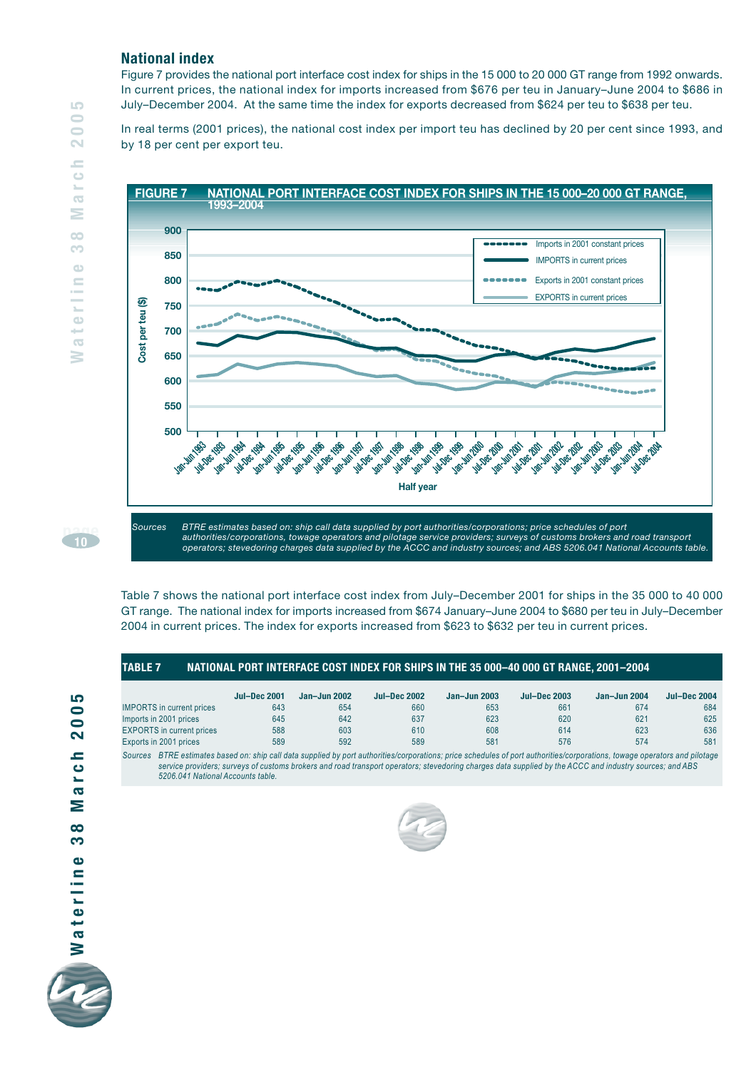## National index

Figure 7 provides the national port interface cost index for ships in the 15 000 to 20 000 GT range from 1992 onwards. In current prices, the national index for imports increased from $676 per teu in January–June 2004 to $686 in July–December 2004. At the same time the index for exports decreased from $624 per teu to $638 per teu.

In real terms (2001 prices), the national cost index per import teu has declined by 20 per cent since 1993, and by 18 per cent per export teu.

**FIGURE 7 NATIONAL PORT INTERFACE COST INDEX FOR SHIPS IN THE 15 000–20 000 GT RANGE, 1993–2004**

*Sources* BTRE estimates based on: ship call data supplied by port authorities/corporations; price schedules of port authorities/corporations, towage operators and pilotage service providers; surveys of customs brokers and road transport operators; stevedoring charges data supplied by the ACCC and industry sources; and ABS 5206.041 National Accounts table.

Table 7 shows the national port interface cost index from July–December 2001 for ships in the 35 000 to 40 000 GT range. The national index for imports increased from $674 January–June 2004 to $680 per teu in July–December 2004 in current prices. The index for exports increased from $623 to $632 per teu in current prices.

**TABLE 7 NATIONAL PORT INTERFACE COST INDEX FOR SHIPS IN THE 35 000–40 000 GT RANGE, 2001–2004**

| | Jul–Dec 2001 | Jan–Jun 2002 | Jul–Dec 2002 | Jan–Jun 2003 | Jul–Dec 2003 | Jan–Jun 2004 | Jul–Dec 2004 |
|---|---|---|---|---|---|---|---|
| IMPORTS in current prices | 643 | 654 | 660 | 653 | 661 | 674 | 684 |
| Imports in 2001 prices | 645 | 642 | 637 | 623 | 620 | 621 | 625 |
| EXPORTS in current prices | 588 | 603 | 610 | 608 | 614 | 623 | 636 |
| Exports in 2001 prices | 589 | 592 | 589 | 581 | 576 | 574 | 581 |

*Sources* BTRE estimates based on: ship call data supplied by port authorities/corporations; price schedules of port authorities/corporations, towage operators and pilotage service providers; surveys of customs brokers and road transport operators; stevedoring charges data supplied by the ACCC and industry sources; and ABS 5206.041 National Accounts table.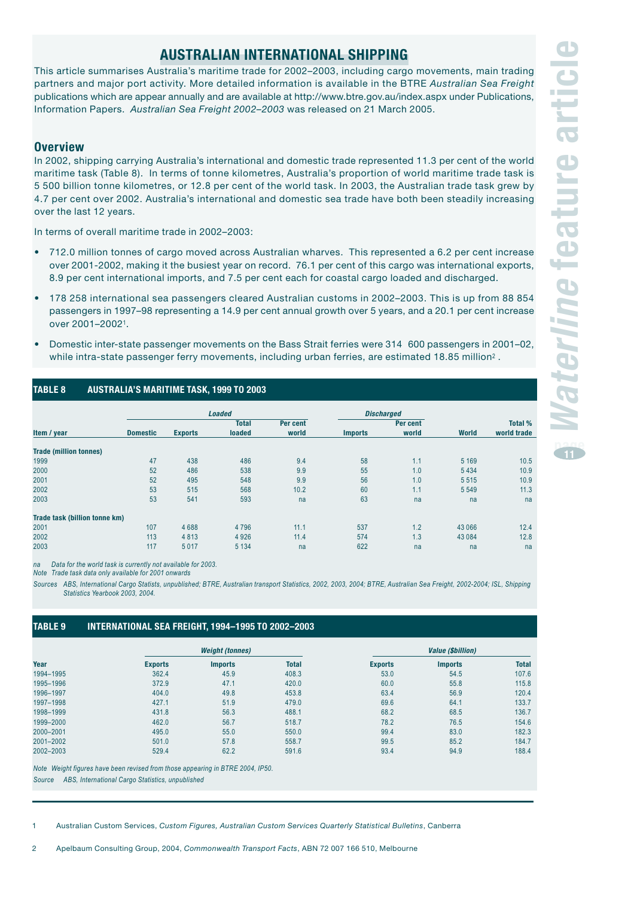# AUSTRALIAN INTERNATIONAL SHIPPING

This article summarises Australia's maritime trade for 2002–2003, including cargo movements, main trading partners and major port activity. More detailed information is available in the BTRE *Australian Sea Freight* publications which are appear annually and are available at http://www.btre.gov.au/index.aspx under Publications, Information Papers. *Australian Sea Freight 2002–2003* was released on 21 March 2005.

## Overview

In 2002, shipping carrying Australia's international and domestic trade represented 11.3 per cent of the world maritime task (Table 8). In terms of tonne kilometres, Australia's proportion of world maritime trade task is 5 500 billion tonne kilometres, or 12.8 per cent of the world task. In 2003, the Australian trade task grew by 4.7 per cent over 2002. Australia's international and domestic sea trade have both been steadily increasing over the last 12 years.

In terms of overall maritime trade in 2002–2003:

- 712.0 million tonnes of cargo moved across Australian wharves. This represented a 6.2 per cent increase over 2001-2002, making it the busiest year on record. 76.1 per cent of this cargo was international exports, 8.9 per cent international imports, and 7.5 per cent each for coastal cargo loaded and discharged.
- 178 258 international sea passengers cleared Australian customs in 2002–2003. This is up from 88 854 passengers in 1997–98 representing a 14.9 per cent annual growth over 5 years, and a 20.1 per cent increase over 2001–2002[1].
- Domestic inter-state passenger movements on the Bass Strait ferries were 314 600 passengers in 2001–02, while intra-state passenger ferry movements, including urban ferries, are estimated 18.85 million[2].

**TABLE 8 AUSTRALIA'S MARITIME TASK, 1999 TO 2003**

| | *Loaded* | | | | *Discharged* | | | |
|---|---|---|---|---|---|---|---|---|
| Item / year | Domestic | Exports | Total loaded | Per cent world | Imports | Per cent world | World | Total % world trade |
| **Trade (million tonnes)** | | | | | | | | |
| 1999 | 47 | 438 | 486 | 9.4 | 58 | 1.1 | 5 169 | 10.5 |
| 2000 | 52 | 486 | 538 | 9.9 | 55 | 1.0 | 5 434 | 10.9 |
| 2001 | 52 | 495 | 548 | 9.9 | 56 | 1.0 | 5 515 | 10.9 |
| 2002 | 53 | 515 | 568 | 10.2 | 60 | 1.1 | 5 549 | 11.3 |
| 2003 | 53 | 541 | 593 | na | 63 | na | na | na |
| **Trade task (billion tonne km)** | | | | | | | | |
| 2001 | 107 | 4 688 | 4 796 | 11.1 | 537 | 1.2 | 43 066 | 12.4 |
| 2002 | 113 | 4 813 | 4 926 | 11.4 | 574 | 1.3 | 43 084 | 12.8 |
| 2003 | 117 | 5 017 | 5 134 | na | 622 | na | na | na |

*na Data for the world task is currently not available for 2003.*
*Note Trade task data only available for 2001 onwards*
*Sources ABS, International Cargo Statists, unpublished; BTRE, Australian transport Statistics, 2002, 2003, 2004; BTRE, Australian Sea Freight, 2002-2004; ISL, Shipping Statistics Yearbook 2003, 2004.*

**TABLE 9 INTERNATIONAL SEA FREIGHT, 1994–1995 TO 2002–2003**

| | *Weight (tonnes)* | | | *Value ($billion)* | | |
|---|---|---|---|---|---|---|
| Year | Exports | Imports | Total | Exports | Imports | Total |
| 1994–1995 | 362.4 | 45.9 | 408.3 | 53.0 | 54.5 | 107.6 |
| 1995–1996 | 372.9 | 47.1 | 420.0 | 60.0 | 55.8 | 115.8 |
| 1996–1997 | 404.0 | 49.8 | 453.8 | 63.4 | 56.9 | 120.4 |
| 1997–1998 | 427.1 | 51.9 | 479.0 | 69.6 | 64.1 | 133.7 |
| 1998–1999 | 431.8 | 56.3 | 488.1 | 68.2 | 68.5 | 136.7 |
| 1999–2000 | 462.0 | 56.7 | 518.7 | 78.2 | 76.5 | 154.6 |
| 2000–2001 | 495.0 | 55.0 | 550.0 | 99.4 | 83.0 | 182.3 |
| 2001–2002 | 501.0 | 57.8 | 558.7 | 99.5 | 85.2 | 184.7 |
| 2002–2003 | 529.4 | 62.2 | 591.6 | 93.4 | 94.9 | 188.4 |

*Note Weight figures have been revised from those appearing in BTRE 2004, IP50.*
*Source ABS, International Cargo Statistics, unpublished*

1 Australian Custom Services, *Custom Figures, Australian Custom Services Quarterly Statistical Bulletins*, Canberra

2 Apelbaum Consulting Group, 2004, *Commonwealth Transport Facts*, ABN 72 007 166 510, Melbourne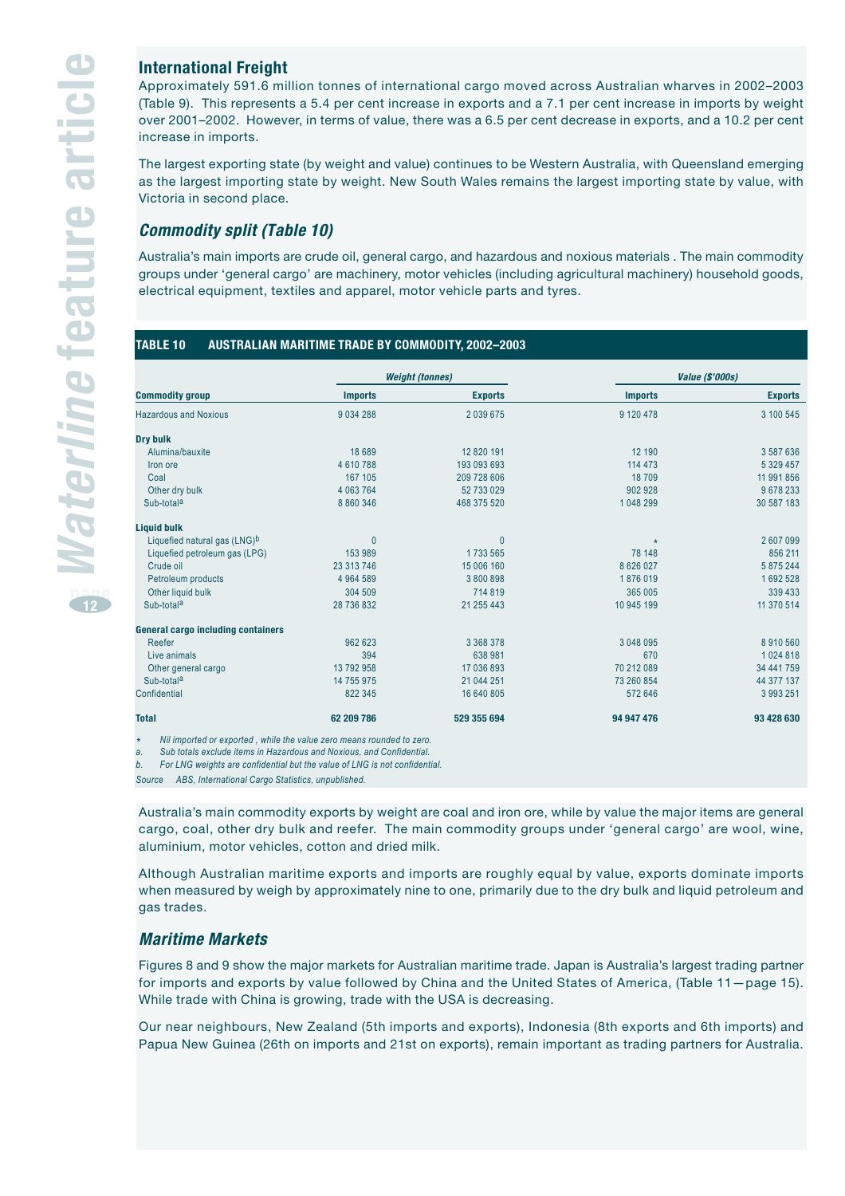## International Freight

Approximately 591.6 million tonnes of international cargo moved across Australian wharves in 2002–2003 (Table 9). This represents a 5.4 per cent increase in exports and a 7.1 per cent increase in imports by weight over 2001–2002. However, in terms of value, there was a 6.5 per cent decrease in exports, and a 10.2 per cent increase in imports.

The largest exporting state (by weight and value) continues to be Western Australia, with Queensland emerging as the largest importing state by weight. New South Wales remains the largest importing state by value, with Victoria in second place.

### *Commodity split (Table 10)*

Australia's main imports are crude oil, general cargo, and hazardous and noxious materials . The main commodity groups under 'general cargo' are machinery, motor vehicles (including agricultural machinery) household goods, electrical equipment, textiles and apparel, motor vehicle parts and tyres.

**TABLE 10 AUSTRALIAN MARITIME TRADE BY COMMODITY, 2002–2003**

| Commodity group | Weight (tonnes) | | Value ($'000s) | |
|---|---|---|---|---|
| | Imports | Exports | Imports | Exports |
| Hazardous and Noxious | 9 034 288 | 2 039 675 | 9 120 478 | 3 100 545 |
| **Dry bulk** | | | | |
| Alumina/bauxite | 18 689 | 12 820 191 | 12 190 | 3 587 636 |
| Iron ore | 4 610 788 | 193 093 693 | 114 473 | 5 329 457 |
| Coal | 167 105 | 209 728 606 | 18 709 | 11 991 856 |
| Other dry bulk | 4 063 764 | 52 733 029 | 902 928 | 9 678 233 |
| Sub-total[a] | 8 860 346 | 468 375 520 | 1 048 299 | 30 587 183 |
| **Liquid bulk** | | | | |
| Liquefied natural gas (LNG)[b] | 0 | 0 | * | 2 607 099 |
| Liquefied petroleum gas (LPG) | 153 989 | 1 733 565 | 78 148 | 856 211 |
| Crude oil | 23 313 746 | 15 006 160 | 8 626 027 | 5 875 244 |
| Petroleum products | 4 964 589 | 3 800 898 | 1 876 019 | 1 692 528 |
| Other liquid bulk | 304 509 | 714 819 | 365 005 | 339 433 |
| Sub-total[a] | 28 736 832 | 21 255 443 | 10 945 199 | 11 370 514 |
| **General cargo including containers** | | | | |
| Reefer | 962 623 | 3 368 378 | 3 048 095 | 8 910 560 |
| Live animals | 394 | 638 981 | 670 | 1 024 818 |
| Other general cargo | 13 792 958 | 17 036 893 | 70 212 089 | 34 441 759 |
| Sub-total[a] | 14 755 975 | 21 044 251 | 73 260 854 | 44 377 137 |
| Confidential | 822 345 | 16 640 805 | 572 646 | 3 993 251 |
| **Total** | **62 209 786** | **529 355 694** | **94 947 476** | **93 428 630** |

*\* Nil imported or exported , while the value zero means rounded to zero.*
*a. Sub totals exclude items in Hazardous and Noxious, and Confidential.*
*b. For LNG weights are confidential but the value of LNG is not confidential.*
*Source ABS, International Cargo Statistics, unpublished.*

Australia's main commodity exports by weight are coal and iron ore, while by value the major items are general cargo, coal, other dry bulk and reefer. The main commodity groups under 'general cargo' are wool, wine, aluminium, motor vehicles, cotton and dried milk.

Although Australian maritime exports and imports are roughly equal by value, exports dominate imports when measured by weigh by approximately nine to one, primarily due to the dry bulk and liquid petroleum and gas trades.

### *Maritime Markets*

Figures 8 and 9 show the major markets for Australian maritime trade. Japan is Australia's largest trading partner for imports and exports by value followed by China and the United States of America, (Table 11—page 15). While trade with China is growing, trade with the USA is decreasing.

Our near neighbours, New Zealand (5th imports and exports), Indonesia (8th exports and 6th imports) and Papua New Guinea (26th on imports and 21st on exports), remain important as trading partners for Australia.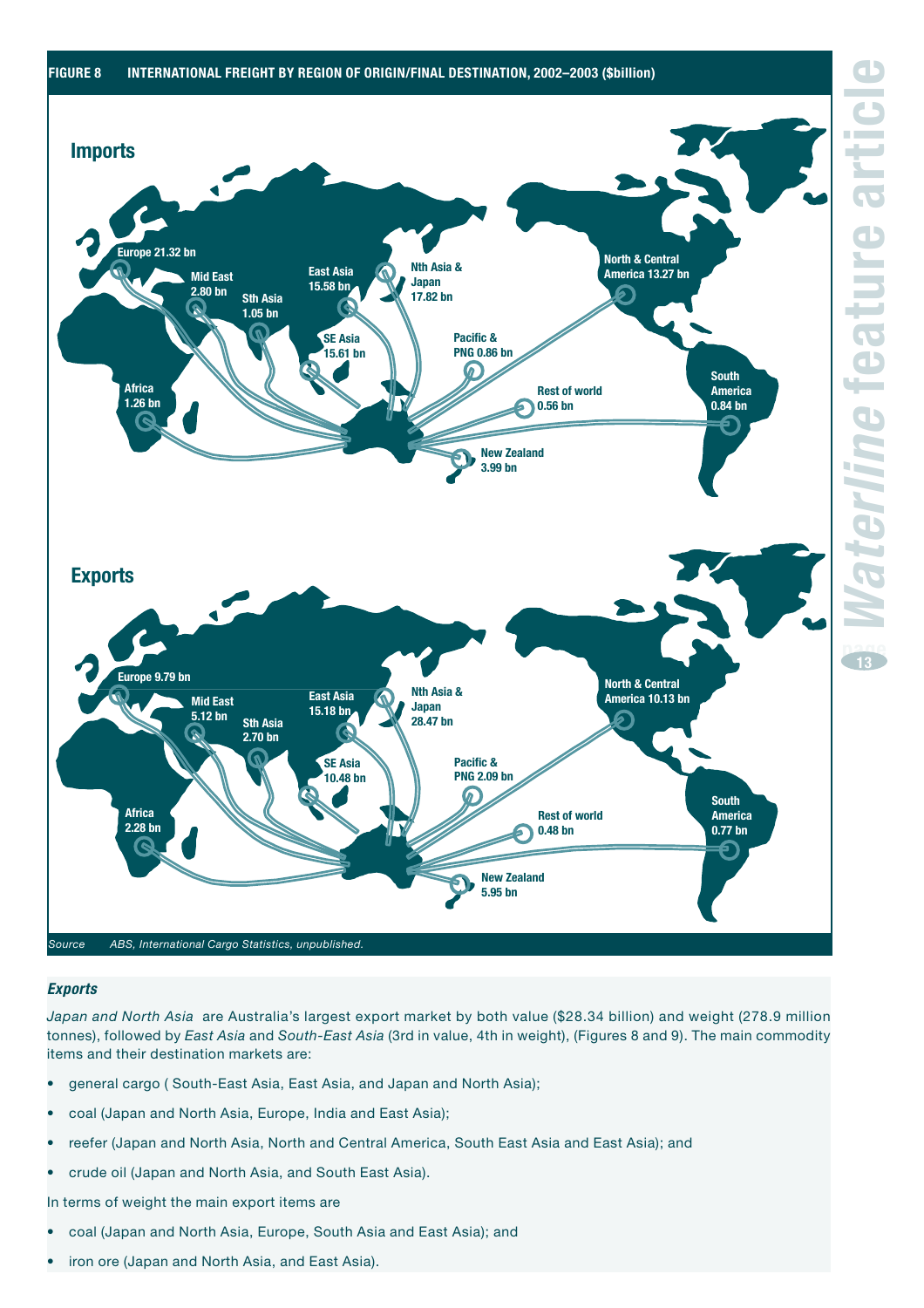**FIGURE 8 INTERNATIONAL FREIGHT BY REGION OF ORIGIN/FINAL DESTINATION, 2002–2003 ($billion)**

**Imports**

Europe 21.32 bn
Mid East 2.80 bn
Sth Asia 1.05 bn
East Asia 15.58 bn
Nth Asia & Japan 17.82 bn
North & Central America 13.27 bn
SE Asia 15.61 bn
Pacific & PNG 0.86 bn
Africa 1.26 bn
Rest of world 0.56 bn
South America 0.84 bn
New Zealand 3.99 bn

**Exports**

Europe 9.79 bn
Mid East 5.12 bn
Sth Asia 2.70 bn
East Asia 15.18 bn
Nth Asia & Japan 28.47 bn
North & Central America 10.13 bn
SE Asia 10.48 bn
Pacific & PNG 2.09 bn
Africa 2.28 bn
Rest of world 0.48 bn
South America 0.77 bn
New Zealand 5.95 bn

*Source ABS, International Cargo Statistics, unpublished.*

### *Exports*

*Japan and North Asia* are Australia's largest export market by both value ($28.34 billion) and weight (278.9 million tonnes), followed by *East Asia* and *South-East Asia* (3rd in value, 4th in weight), (Figures 8 and 9). The main commodity items and their destination markets are:

- general cargo ( South-East Asia, East Asia, and Japan and North Asia);
- coal (Japan and North Asia, Europe, India and East Asia);
- reefer (Japan and North Asia, North and Central America, South East Asia and East Asia); and
- crude oil (Japan and North Asia, and South East Asia).

In terms of weight the main export items are

- coal (Japan and North Asia, Europe, South Asia and East Asia); and
- iron ore (Japan and North Asia, and East Asia).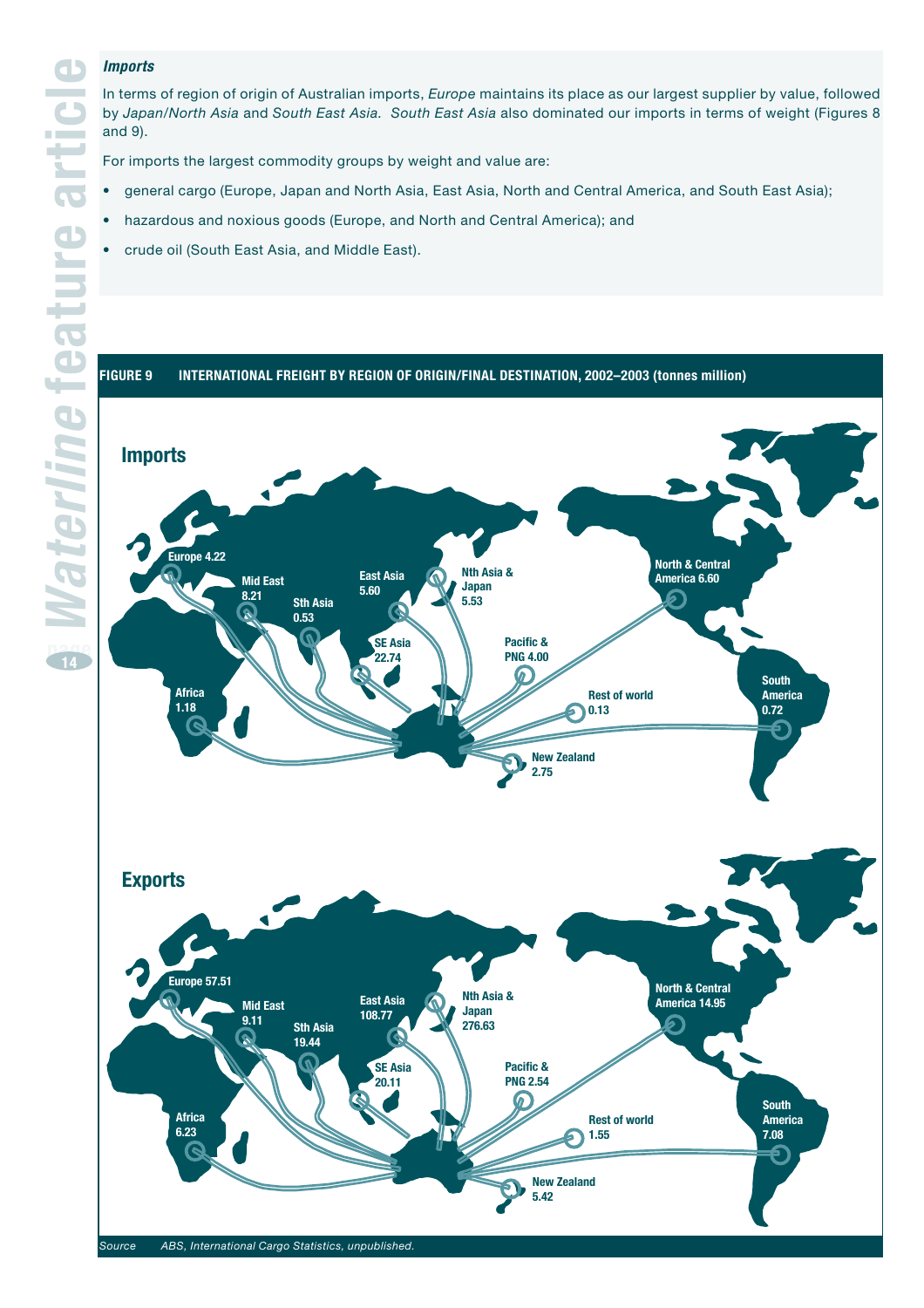### *Imports*

In terms of region of origin of Australian imports, *Europe* maintains its place as our largest supplier by value, followed by *Japan/North Asia* and *South East Asia. South East Asia* also dominated our imports in terms of weight (Figures 8 and 9).

For imports the largest commodity groups by weight and value are:

- general cargo (Europe, Japan and North Asia, East Asia, North and Central America, and South East Asia);
- hazardous and noxious goods (Europe, and North and Central America); and
- crude oil (South East Asia, and Middle East).

**FIGURE 9 INTERNATIONAL FREIGHT BY REGION OF ORIGIN/FINAL DESTINATION, 2002–2003 (tonnes million)**

**Imports**

| Region | Tonnes million |
|---|---|
| Europe | 4.22 |
| Mid East | 8.21 |
| Sth Asia | 0.53 |
| East Asia | 5.60 |
| Nth Asia & Japan | 5.53 |
| SE Asia | 22.74 |
| Pacific & PNG | 4.00 |
| North & Central America | 6.60 |
| South America | 0.72 |
| Africa | 1.18 |
| Rest of world | 0.13 |
| New Zealand | 2.75 |

**Exports**

| Region | Tonnes million |
|---|---|
| Europe | 57.51 |
| Mid East | 9.11 |
| Sth Asia | 19.44 |
| East Asia | 108.77 |
| Nth Asia & Japan | 276.63 |
| SE Asia | 20.11 |
| Pacific & PNG | 2.54 |
| North & Central America | 14.95 |
| South America | 7.08 |
| Africa | 6.23 |
| Rest of world | 1.55 |
| New Zealand | 5.42 |

*Source* *ABS, International Cargo Statistics, unpublished.*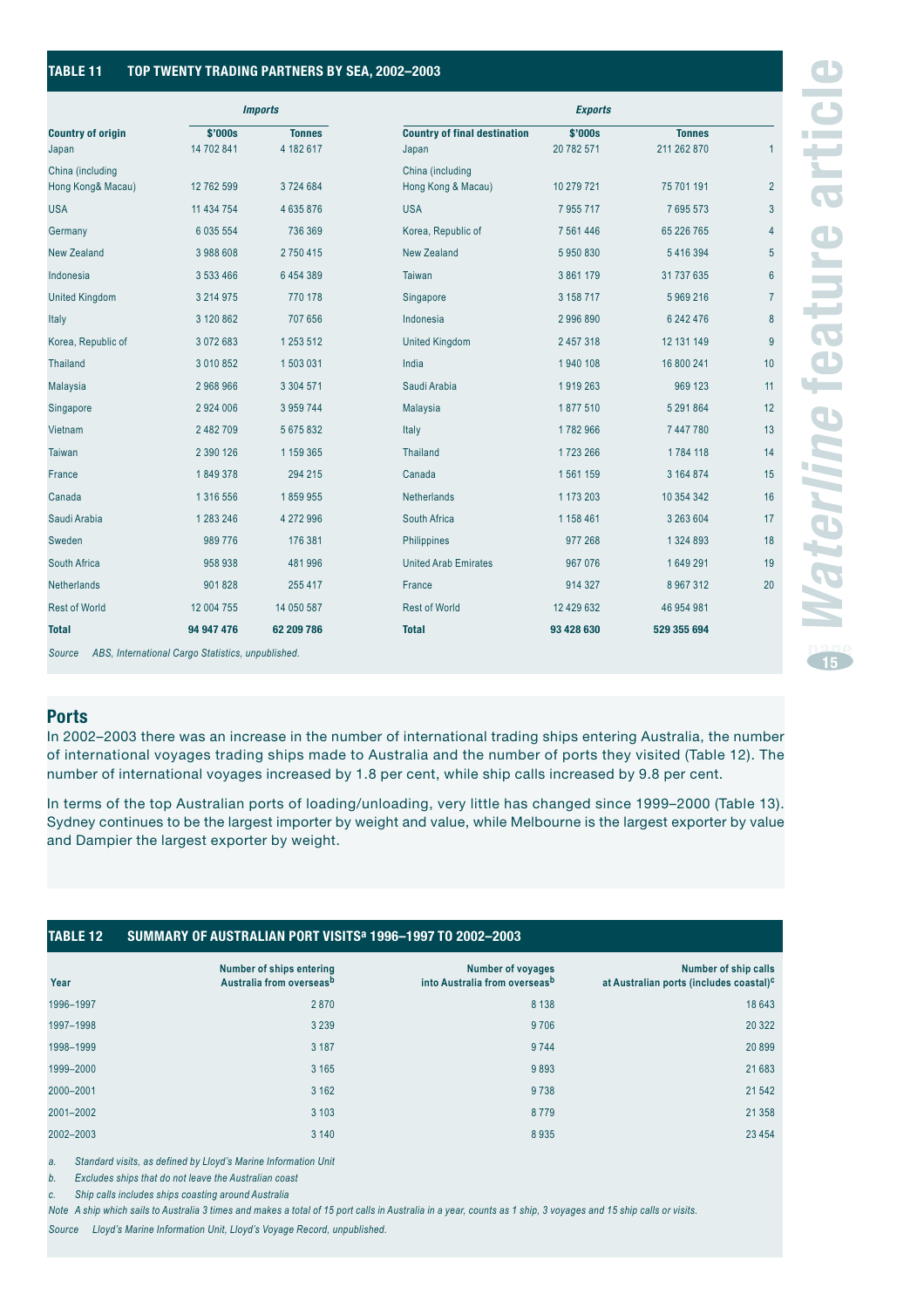## TABLE 11 TOP TWENTY TRADING PARTNERS BY SEA, 2002–2003

| *Imports* | | | *Exports* | | | |
|---|---|---|---|---|---|---|
| **Country of origin** | **$'000s** | **Tonnes** | **Country of final destination** | **$'000s** | **Tonnes** | |
| Japan | 14 702 841 | 4 182 617 | Japan | 20 782 571 | 211 262 870 | 1 |
| China (including Hong Kong& Macau) | 12 762 599 | 3 724 684 | China (including Hong Kong & Macau) | 10 279 721 | 75 701 191 | 2 |
| USA | 11 434 754 | 4 635 876 | USA | 7 955 717 | 7 695 573 | 3 |
| Germany | 6 035 554 | 736 369 | Korea, Republic of | 7 561 446 | 65 226 765 | 4 |
| New Zealand | 3 988 608 | 2 750 415 | New Zealand | 5 950 830 | 5 416 394 | 5 |
| Indonesia | 3 533 466 | 6 454 389 | Taiwan | 3 861 179 | 31 737 635 | 6 |
| United Kingdom | 3 214 975 | 770 178 | Singapore | 3 158 717 | 5 969 216 | 7 |
| Italy | 3 120 862 | 707 656 | Indonesia | 2 996 890 | 6 242 476 | 8 |
| Korea, Republic of | 3 072 683 | 1 253 512 | United Kingdom | 2 457 318 | 12 131 149 | 9 |
| Thailand | 3 010 852 | 1 503 031 | India | 1 940 108 | 16 800 241 | 10 |
| Malaysia | 2 968 966 | 3 304 571 | Saudi Arabia | 1 919 263 | 969 123 | 11 |
| Singapore | 2 924 006 | 3 959 744 | Malaysia | 1 877 510 | 5 291 864 | 12 |
| Vietnam | 2 482 709 | 5 675 832 | Italy | 1 782 966 | 7 447 780 | 13 |
| Taiwan | 2 390 126 | 1 159 365 | Thailand | 1 723 266 | 1 784 118 | 14 |
| France | 1 849 378 | 294 215 | Canada | 1 561 159 | 3 164 874 | 15 |
| Canada | 1 316 556 | 1 859 955 | Netherlands | 1 173 203 | 10 354 342 | 16 |
| Saudi Arabia | 1 283 246 | 4 272 996 | South Africa | 1 158 461 | 3 263 604 | 17 |
| Sweden | 989 776 | 176 381 | Philippines | 977 268 | 1 324 893 | 18 |
| South Africa | 958 938 | 481 996 | United Arab Emirates | 967 076 | 1 649 291 | 19 |
| Netherlands | 901 828 | 255 417 | France | 914 327 | 8 967 312 | 20 |
| Rest of World | 12 004 755 | 14 050 587 | Rest of World | 12 429 632 | 46 954 981 | |
| **Total** | **94 947 476** | **62 209 786** | **Total** | **93 428 630** | **529 355 694** | |

*Source ABS, International Cargo Statistics, unpublished.*

## Ports

In 2002–2003 there was an increase in the number of international trading ships entering Australia, the number of international voyages trading ships made to Australia and the number of ports they visited (Table 12). The number of international voyages increased by 1.8 per cent, while ship calls increased by 9.8 per cent.

In terms of the top Australian ports of loading/unloading, very little has changed since 1999–2000 (Table 13). Sydney continues to be the largest importer by weight and value, while Melbourne is the largest exporter by value and Dampier the largest exporter by weight.

## TABLE 12 SUMMARY OF AUSTRALIAN PORT VISITS[a] 1996–1997 TO 2002–2003

| Year | Number of ships entering Australia from overseas[b] | Number of voyages into Australia from overseas[b] | Number of ship calls at Australian ports (includes coastal)[c] |
|---|---|---|---|
| 1996–1997 | 2 870 | 8 138 | 18 643 |
| 1997–1998 | 3 239 | 9 706 | 20 322 |
| 1998–1999 | 3 187 | 9 744 | 20 899 |
| 1999–2000 | 3 165 | 9 893 | 21 683 |
| 2000–2001 | 3 162 | 9 738 | 21 542 |
| 2001–2002 | 3 103 | 8 779 | 21 358 |
| 2002–2003 | 3 140 | 8 935 | 23 454 |

*a. Standard visits, as defined by Lloyd's Marine Information Unit*

*b. Excludes ships that do not leave the Australian coast*

*c. Ship calls includes ships coasting around Australia*

*Note A ship which sails to Australia 3 times and makes a total of 15 port calls in Australia in a year, counts as 1 ship, 3 voyages and 15 ship calls or visits.*

*Source Lloyd's Marine Information Unit, Lloyd's Voyage Record, unpublished.*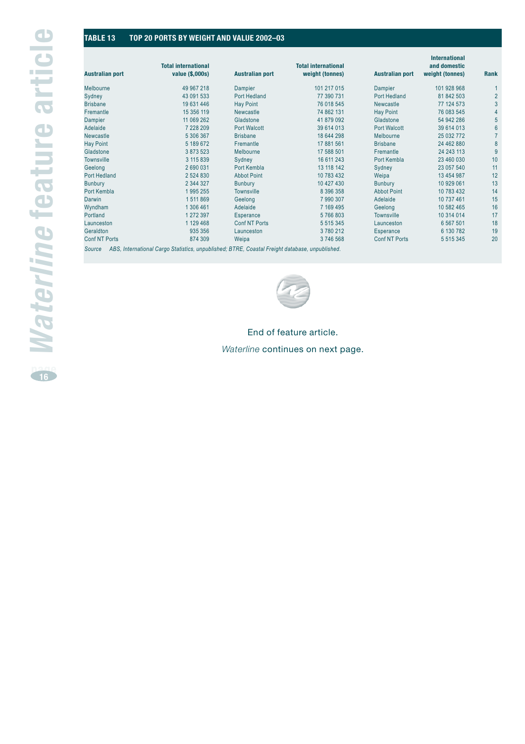## TABLE 13 TOP 20 PORTS BY WEIGHT AND VALUE 2002–03

| Australian port | Total international value ($,000s) | Australian port | Total international weight (tonnes) | Australian port | International and domestic weight (tonnes) | Rank |
|---|---|---|---|---|---|---|
| Melbourne | 49 967 218 | Dampier | 101 217 015 | Dampier | 101 928 968 | 1 |
| Sydney | 43 091 533 | Port Hedland | 77 390 731 | Port Hedland | 81 842 503 | 2 |
| Brisbane | 19 631 446 | Hay Point | 76 018 545 | Newcastle | 77 124 573 | 3 |
| Fremantle | 15 356 119 | Newcastle | 74 862 131 | Hay Point | 76 083 545 | 4 |
| Dampier | 11 069 262 | Gladstone | 41 879 092 | Gladstone | 54 942 286 | 5 |
| Adelaide | 7 228 209 | Port Walcott | 39 614 013 | Port Walcott | 39 614 013 | 6 |
| Newcastle | 5 306 367 | Brisbane | 18 644 298 | Melbourne | 25 032 772 | 7 |
| Hay Point | 5 189 672 | Fremantle | 17 881 561 | Brisbane | 24 462 880 | 8 |
| Gladstone | 3 873 523 | Melbourne | 17 588 501 | Fremantle | 24 243 113 | 9 |
| Townsville | 3 115 839 | Sydney | 16 611 243 | Port Kembla | 23 460 030 | 10 |
| Geelong | 2 690 031 | Port Kembla | 13 118 142 | Sydney | 23 057 540 | 11 |
| Port Hedland | 2 524 830 | Abbot Point | 10 783 432 | Weipa | 13 454 987 | 12 |
| Bunbury | 2 344 327 | Bunbury | 10 427 430 | Bunbury | 10 929 061 | 13 |
| Port Kembla | 1 995 255 | Townsville | 8 396 358 | Abbot Point | 10 783 432 | 14 |
| Darwin | 1 511 869 | Geelong | 7 990 307 | Adelaide | 10 737 461 | 15 |
| Wyndham | 1 306 461 | Adelaide | 7 169 495 | Geelong | 10 582 465 | 16 |
| Portland | 1 272 397 | Esperance | 5 766 803 | Townsville | 10 314 014 | 17 |
| Launceston | 1 129 468 | Conf NT Ports | 5 515 345 | Launceston | 6 567 501 | 18 |
| Geraldton | 935 356 | Launceston | 3 780 212 | Esperance | 6 130 782 | 19 |
| Conf NT Ports | 874 309 | Weipa | 3 746 568 | Conf NT Ports | 5 515 345 | 20 |

*Source* *ABS, International Cargo Statistics, unpublished; BTRE, Coastal Freight database, unpublished.*

End of feature article.

*Waterline* continues on next page.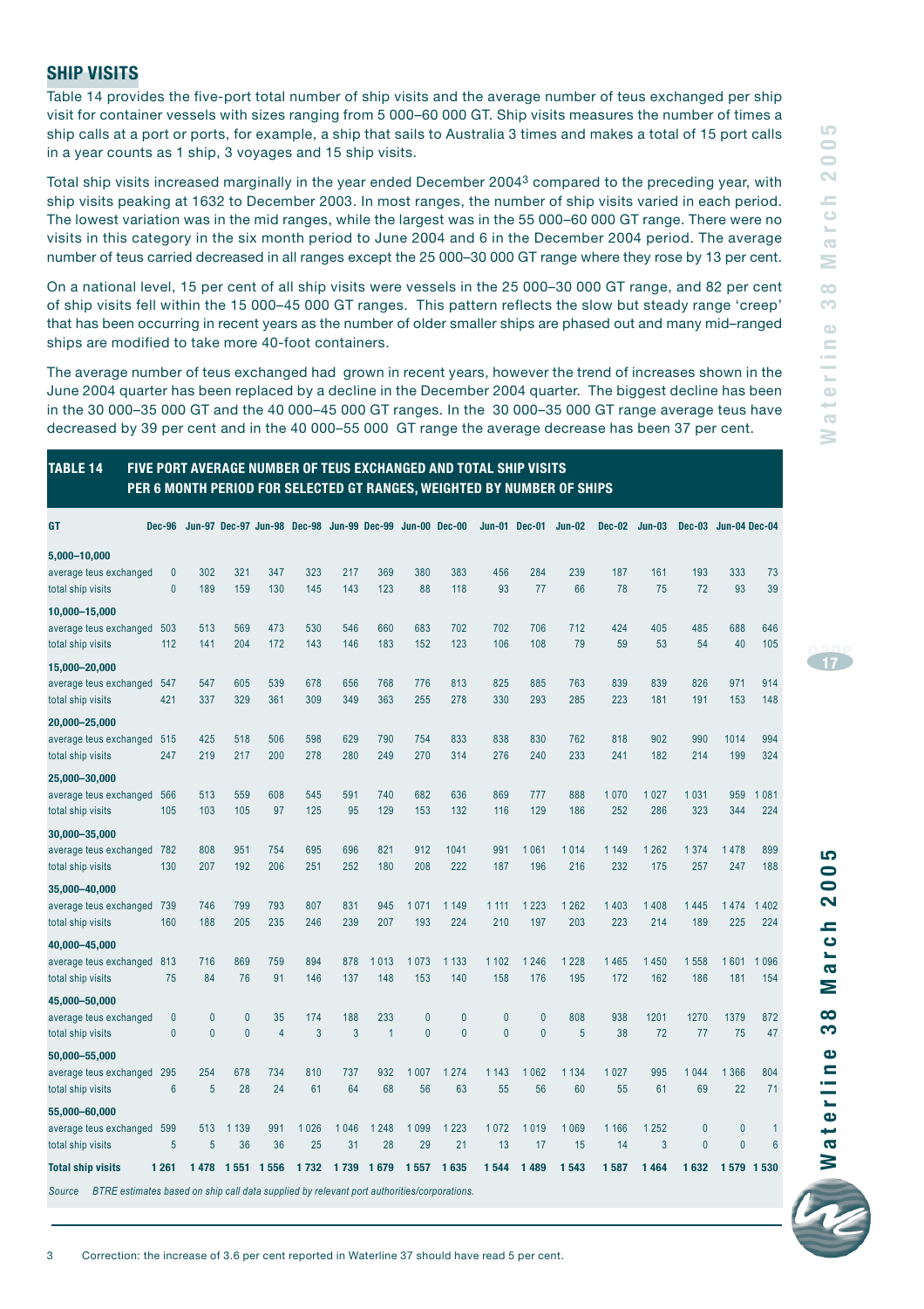## SHIP VISITS

Table 14 provides the five-port total number of ship visits and the average number of teus exchanged per ship visit for container vessels with sizes ranging from 5 000–60 000 GT. Ship visits measures the number of times a ship calls at a port or ports, for example, a ship that sails to Australia 3 times and makes a total of 15 port calls in a year counts as 1 ship, 3 voyages and 15 ship visits.

Total ship visits increased marginally in the year ended December 2004[3] compared to the preceding year, with ship visits peaking at 1632 to December 2003. In most ranges, the number of ship visits varied in each period. The lowest variation was in the mid ranges, while the largest was in the 55 000–60 000 GT range. There were no visits in this category in the six month period to June 2004 and 6 in the December 2004 period. The average number of teus carried decreased in all ranges except the 25 000–30 000 GT range where they rose by 13 per cent.

On a national level, 15 per cent of all ship visits were vessels in the 25 000–30 000 GT range, and 82 per cent of ship visits fell within the 15 000–45 000 GT ranges. This pattern reflects the slow but steady range 'creep' that has been occurring in recent years as the number of older smaller ships are phased out and many mid–ranged ships are modified to take more 40-foot containers.

The average number of teus exchanged had grown in recent years, however the trend of increases shown in the June 2004 quarter has been replaced by a decline in the December 2004 quarter. The biggest decline has been in the 30 000–35 000 GT and the 40 000–45 000 GT ranges. In the 30 000–35 000 GT range average teus have decreased by 39 per cent and in the 40 000–55 000 GT range the average decrease has been 37 per cent.

**TABLE 14 FIVE PORT AVERAGE NUMBER OF TEUS EXCHANGED AND TOTAL SHIP VISITS PER 6 MONTH PERIOD FOR SELECTED GT RANGES, WEIGHTED BY NUMBER OF SHIPS**

| GT | Dec-96 | Jun-97 | Dec-97 | Jun-98 | Dec-98 | Jun-99 | Dec-99 | Jun-00 | Dec-00 | Jun-01 | Dec-01 | Jun-02 | Dec-02 | Jun-03 | Dec-03 | Jun-04 | Dec-04 |
|---|---|---|---|---|---|---|---|---|---|---|---|---|---|---|---|---|---|
| **5,000–10,000** | | | | | | | | | | | | | | | | | |
| average teus exchanged | 0 | 302 | 321 | 347 | 323 | 217 | 369 | 380 | 383 | 456 | 284 | 239 | 187 | 161 | 193 | 333 | 73 |
| total ship visits | 0 | 189 | 159 | 130 | 145 | 143 | 123 | 88 | 118 | 93 | 77 | 66 | 78 | 75 | 72 | 93 | 39 |
| **10,000–15,000** | | | | | | | | | | | | | | | | | |
| average teus exchanged | 503 | 513 | 569 | 473 | 530 | 546 | 660 | 683 | 702 | 702 | 706 | 712 | 424 | 405 | 485 | 688 | 646 |
| total ship visits | 112 | 141 | 204 | 172 | 143 | 146 | 183 | 152 | 123 | 106 | 108 | 79 | 59 | 53 | 54 | 40 | 105 |
| **15,000–20,000** | | | | | | | | | | | | | | | | | |
| average teus exchanged | 547 | 547 | 605 | 539 | 678 | 656 | 768 | 776 | 813 | 825 | 885 | 763 | 839 | 839 | 826 | 971 | 914 |
| total ship visits | 421 | 337 | 329 | 361 | 309 | 349 | 363 | 255 | 278 | 330 | 293 | 285 | 223 | 181 | 191 | 153 | 148 |
| **20,000–25,000** | | | | | | | | | | | | | | | | | |
| average teus exchanged | 515 | 425 | 518 | 506 | 598 | 629 | 790 | 754 | 833 | 838 | 830 | 762 | 818 | 902 | 990 | 1014 | 994 |
| total ship visits | 247 | 219 | 217 | 200 | 278 | 280 | 249 | 270 | 314 | 276 | 240 | 233 | 241 | 182 | 214 | 199 | 324 |
| **25,000–30,000** | | | | | | | | | | | | | | | | | |
| average teus exchanged | 566 | 513 | 559 | 608 | 545 | 591 | 740 | 682 | 636 | 869 | 777 | 888 | 1 070 | 1 027 | 1 031 | 959 | 1 081 |
| total ship visits | 105 | 103 | 105 | 97 | 125 | 95 | 129 | 153 | 132 | 116 | 129 | 186 | 252 | 286 | 323 | 344 | 224 |
| **30,000–35,000** | | | | | | | | | | | | | | | | | |
| average teus exchanged | 782 | 808 | 951 | 754 | 695 | 696 | 821 | 912 | 1041 | 991 | 1 061 | 1 014 | 1 149 | 1 262 | 1 374 | 1 478 | 899 |
| total ship visits | 130 | 207 | 192 | 206 | 251 | 252 | 180 | 208 | 222 | 187 | 196 | 216 | 232 | 175 | 257 | 247 | 188 |
| **35,000–40,000** | | | | | | | | | | | | | | | | | |
| average teus exchanged | 739 | 746 | 799 | 793 | 807 | 831 | 945 | 1 071 | 1 149 | 1 111 | 1 223 | 1 262 | 1 403 | 1 408 | 1 445 | 1 474 | 1 402 |
| total ship visits | 160 | 188 | 205 | 235 | 246 | 239 | 207 | 193 | 224 | 210 | 197 | 203 | 223 | 214 | 189 | 225 | 224 |
| **40,000–45,000** | | | | | | | | | | | | | | | | | |
| average teus exchanged | 813 | 716 | 869 | 759 | 894 | 878 | 1 013 | 1 073 | 1 133 | 1 102 | 1 246 | 1 228 | 1 465 | 1 450 | 1 558 | 1 601 | 1 096 |
| total ship visits | 75 | 84 | 76 | 91 | 146 | 137 | 148 | 153 | 140 | 158 | 176 | 195 | 172 | 162 | 186 | 181 | 154 |
| **45,000–50,000** | | | | | | | | | | | | | | | | | |
| average teus exchanged | 0 | 0 | 0 | 35 | 174 | 188 | 233 | 0 | 0 | 0 | 0 | 808 | 938 | 1201 | 1270 | 1379 | 872 |
| total ship visits | 0 | 0 | 0 | 4 | 3 | 3 | 1 | 0 | 0 | 0 | 0 | 5 | 38 | 72 | 77 | 75 | 47 |
| **50,000–55,000** | | | | | | | | | | | | | | | | | |
| average teus exchanged | 295 | 254 | 678 | 734 | 810 | 737 | 932 | 1 007 | 1 274 | 1 143 | 1 062 | 1 134 | 1 027 | 995 | 1 044 | 1 366 | 804 |
| total ship visits | 6 | 5 | 28 | 24 | 61 | 64 | 68 | 56 | 63 | 55 | 56 | 60 | 55 | 61 | 69 | 22 | 71 |
| **55,000–60,000** | | | | | | | | | | | | | | | | | |
| average teus exchanged | 599 | 513 | 1 139 | 991 | 1 026 | 1 046 | 1 248 | 1 099 | 1 223 | 1 072 | 1 019 | 1 069 | 1 166 | 1 252 | 0 | 0 | 1 |
| total ship visits | 5 | 5 | 36 | 36 | 25 | 31 | 28 | 29 | 21 | 13 | 17 | 15 | 14 | 3 | 0 | 0 | 6 |
| **Total ship visits** | **1 261** | **1 478** | **1 551** | **1 556** | **1 732** | **1 739** | **1 679** | **1 557** | **1 635** | **1 544** | **1 489** | **1 543** | **1 587** | **1 464** | **1 632** | **1 579** | **1 530** |

*Source BTRE estimates based on ship call data supplied by relevant port authorities/corporations.*

3 Correction: the increase of 3.6 per cent reported in Waterline 37 should have read 5 per cent.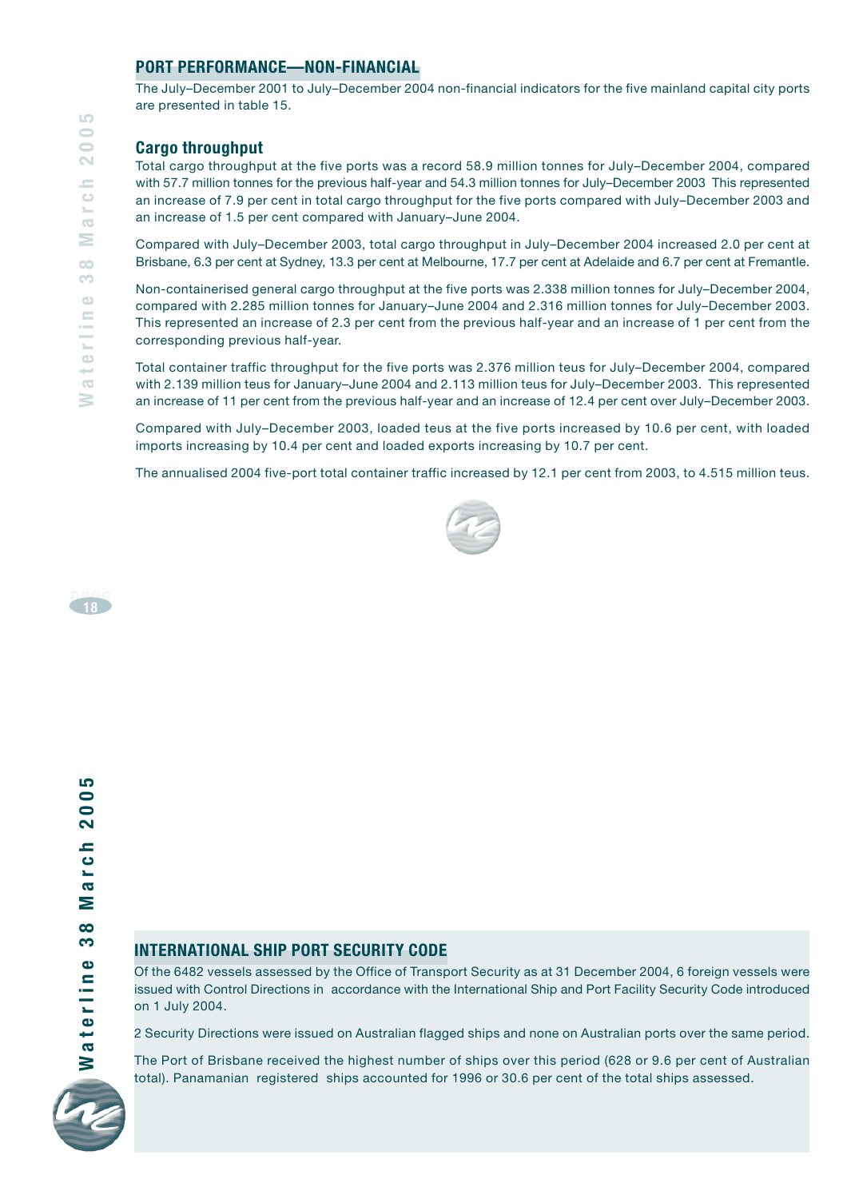## PORT PERFORMANCE—NON-FINANCIAL

The July–December 2001 to July–December 2004 non-financial indicators for the five mainland capital city ports are presented in table 15.

### Cargo throughput

Total cargo throughput at the five ports was a record 58.9 million tonnes for July–December 2004, compared with 57.7 million tonnes for the previous half-year and 54.3 million tonnes for July–December 2003 This represented an increase of 7.9 per cent in total cargo throughput for the five ports compared with July–December 2003 and an increase of 1.5 per cent compared with January–June 2004.

Compared with July–December 2003, total cargo throughput in July–December 2004 increased 2.0 per cent at Brisbane, 6.3 per cent at Sydney, 13.3 per cent at Melbourne, 17.7 per cent at Adelaide and 6.7 per cent at Fremantle.

Non-containerised general cargo throughput at the five ports was 2.338 million tonnes for July–December 2004, compared with 2.285 million tonnes for January–June 2004 and 2.316 million tonnes for July–December 2003. This represented an increase of 2.3 per cent from the previous half-year and an increase of 1 per cent from the corresponding previous half-year.

Total container traffic throughput for the five ports was 2.376 million teus for July–December 2004, compared with 2.139 million teus for January–June 2004 and 2.113 million teus for July–December 2003. This represented an increase of 11 per cent from the previous half-year and an increase of 12.4 per cent over July–December 2003.

Compared with July–December 2003, loaded teus at the five ports increased by 10.6 per cent, with loaded imports increasing by 10.4 per cent and loaded exports increasing by 10.7 per cent.

The annualised 2004 five-port total container traffic increased by 12.1 per cent from 2003, to 4.515 million teus.

## INTERNATIONAL SHIP PORT SECURITY CODE

Of the 6482 vessels assessed by the Office of Transport Security as at 31 December 2004, 6 foreign vessels were issued with Control Directions in accordance with the International Ship and Port Facility Security Code introduced on 1 July 2004.

2 Security Directions were issued on Australian flagged ships and none on Australian ports over the same period.

The Port of Brisbane received the highest number of ships over this period (628 or 9.6 per cent of Australian total). Panamanian registered ships accounted for 1996 or 30.6 per cent of the total ships assessed.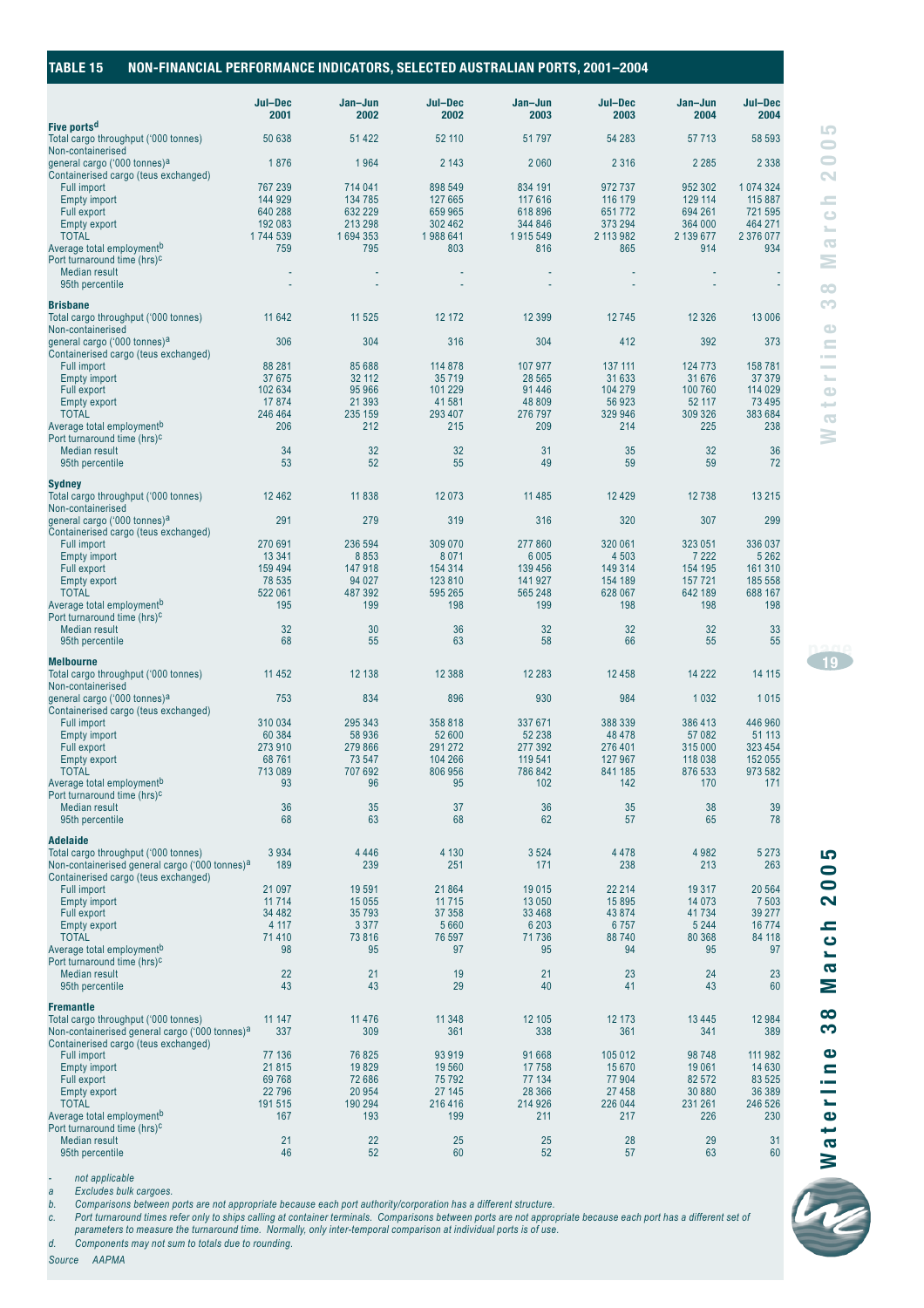## TABLE 15 NON-FINANCIAL PERFORMANCE INDICATORS, SELECTED AUSTRALIAN PORTS, 2001–2004

| | Jul–Dec 2001 | Jan–Jun 2002 | Jul–Dec 2002 | Jan–Jun 2003 | Jul–Dec 2003 | Jan–Jun 2004 | Jul–Dec 2004 |
|---|---|---|---|---|---|---|---|
| **Five ports[d]** | | | | | | | |
| Total cargo throughput ('000 tonnes) | 50 638 | 51 422 | 52 110 | 51 797 | 54 283 | 57 713 | 58 593 |
| Non-containerised general cargo ('000 tonnes)[a] | 1 876 | 1 964 | 2 143 | 2 060 | 2 316 | 2 285 | 2 338 |
| Containerised cargo (teus exchanged) | | | | | | | |
| Full import | 767 239 | 714 041 | 898 549 | 834 191 | 972 737 | 952 302 | 1 074 324 |
| Empty import | 144 929 | 134 785 | 127 665 | 117 616 | 116 179 | 129 114 | 115 887 |
| Full export | 640 288 | 632 229 | 659 965 | 618 896 | 651 772 | 694 261 | 721 595 |
| Empty export | 192 083 | 213 298 | 302 462 | 344 846 | 373 294 | 364 000 | 464 271 |
| TOTAL | 1 744 539 | 1 694 353 | 1 988 641 | 1 915 549 | 2 113 982 | 2 139 677 | 2 376 077 |
| Average total employment[b] | 759 | 795 | 803 | 816 | 865 | 914 | 934 |
| Port turnaround time (hrs)[c] | | | | | | | |
| Median result | - | - | - | - | - | - | - |
| 95th percentile | - | - | - | - | - | - | - |
| **Brisbane** | | | | | | | |
| Total cargo throughput ('000 tonnes) | 11 642 | 11 525 | 12 172 | 12 399 | 12 745 | 12 326 | 13 006 |
| Non-containerised general cargo ('000 tonnes)[a] | 306 | 304 | 316 | 304 | 412 | 392 | 373 |
| Containerised cargo (teus exchanged) | | | | | | | |
| Full import | 88 281 | 85 688 | 114 878 | 107 977 | 137 111 | 124 773 | 158 781 |
| Empty import | 37 675 | 32 112 | 35 719 | 28 565 | 31 633 | 31 676 | 37 379 |
| Full export | 102 634 | 95 966 | 101 229 | 91 446 | 104 279 | 100 760 | 114 029 |
| Empty export | 17 874 | 21 393 | 41 581 | 48 809 | 56 923 | 52 117 | 73 495 |
| TOTAL | 246 464 | 235 159 | 293 407 | 276 797 | 329 946 | 309 326 | 383 684 |
| Average total employment[b] | 206 | 212 | 215 | 209 | 214 | 225 | 238 |
| Port turnaround time (hrs)[c] | | | | | | | |
| Median result | 34 | 32 | 32 | 31 | 35 | 32 | 36 |
| 95th percentile | 53 | 52 | 55 | 49 | 59 | 59 | 72 |
| **Sydney** | | | | | | | |
| Total cargo throughput ('000 tonnes) | 12 462 | 11 838 | 12 073 | 11 485 | 12 429 | 12 738 | 13 215 |
| Non-containerised general cargo ('000 tonnes)[a] | 291 | 279 | 319 | 316 | 320 | 307 | 299 |
| Containerised cargo (teus exchanged) | | | | | | | |
| Full import | 270 691 | 236 594 | 309 070 | 277 860 | 320 061 | 323 051 | 336 037 |
| Empty import | 13 341 | 8 853 | 8 071 | 6 005 | 4 503 | 7 222 | 5 262 |
| Full export | 159 494 | 147 918 | 154 314 | 139 456 | 149 314 | 154 195 | 161 310 |
| Empty export | 78 535 | 94 027 | 123 810 | 141 927 | 154 189 | 157 721 | 185 558 |
| TOTAL | 522 061 | 487 392 | 595 265 | 565 248 | 628 067 | 642 189 | 688 167 |
| Average total employment[b] | 195 | 199 | 198 | 199 | 198 | 198 | 198 |
| Port turnaround time (hrs)[c] | | | | | | | |
| Median result | 32 | 30 | 36 | 32 | 32 | 32 | 33 |
| 95th percentile | 68 | 55 | 63 | 58 | 66 | 55 | 55 |
| **Melbourne** | | | | | | | |
| Total cargo throughput ('000 tonnes) | 11 452 | 12 138 | 12 388 | 12 283 | 12 458 | 14 222 | 14 115 |
| Non-containerised general cargo ('000 tonnes)[a] | 753 | 834 | 896 | 930 | 984 | 1 032 | 1 015 |
| Containerised cargo (teus exchanged) | | | | | | | |
| Full import | 310 034 | 295 343 | 358 818 | 337 671 | 388 339 | 386 413 | 446 960 |
| Empty import | 60 384 | 58 936 | 52 600 | 52 238 | 48 478 | 57 082 | 51 113 |
| Full export | 273 910 | 279 866 | 291 272 | 277 392 | 276 401 | 315 000 | 323 454 |
| Empty export | 68 761 | 73 547 | 104 266 | 119 541 | 127 967 | 118 038 | 152 055 |
| TOTAL | 713 089 | 707 692 | 806 956 | 786 842 | 841 185 | 876 533 | 973 582 |
| Average total employment[b] | 93 | 96 | 95 | 102 | 142 | 170 | 171 |
| Port turnaround time (hrs)[c] | | | | | | | |
| Median result | 36 | 35 | 37 | 36 | 35 | 38 | 39 |
| 95th percentile | 68 | 63 | 68 | 62 | 57 | 65 | 78 |
| **Adelaide** | | | | | | | |
| Total cargo throughput ('000 tonnes) | 3 934 | 4 446 | 4 130 | 3 524 | 4 478 | 4 982 | 5 273 |
| Non-containerised general cargo ('000 tonnes)[a] | 189 | 239 | 251 | 171 | 238 | 213 | 263 |
| Containerised cargo (teus exchanged) | | | | | | | |
| Full import | 21 097 | 19 591 | 21 864 | 19 015 | 22 214 | 19 317 | 20 564 |
| Empty import | 11 714 | 15 055 | 11 715 | 13 050 | 15 895 | 14 073 | 7 503 |
| Full export | 34 482 | 35 793 | 37 358 | 33 468 | 43 874 | 41 734 | 39 277 |
| Empty export | 4 117 | 3 377 | 5 660 | 6 203 | 6 757 | 5 244 | 16 774 |
| TOTAL | 71 410 | 73 816 | 76 597 | 71 736 | 88 740 | 80 368 | 84 118 |
| Average total employment[b] | 98 | 95 | 97 | 95 | 94 | 95 | 97 |
| Port turnaround time (hrs)[c] | | | | | | | |
| Median result | 22 | 21 | 19 | 21 | 23 | 24 | 23 |
| 95th percentile | 43 | 43 | 29 | 40 | 41 | 43 | 60 |
| **Fremantle** | | | | | | | |
| Total cargo throughput ('000 tonnes) | 11 147 | 11 476 | 11 348 | 12 105 | 12 173 | 13 445 | 12 984 |
| Non-containerised general cargo ('000 tonnes)[a] | 337 | 309 | 361 | 338 | 361 | 341 | 389 |
| Containerised cargo (teus exchanged) | | | | | | | |
| Full import | 77 136 | 76 825 | 93 919 | 91 668 | 105 012 | 98 748 | 111 982 |
| Empty import | 21 815 | 19 829 | 19 560 | 17 758 | 15 670 | 19 061 | 14 630 |
| Full export | 69 768 | 72 686 | 75 792 | 77 134 | 77 904 | 82 572 | 83 525 |
| Empty export | 22 796 | 20 954 | 27 145 | 28 366 | 27 458 | 30 880 | 36 389 |
| TOTAL | 191 515 | 190 294 | 216 416 | 214 926 | 226 044 | 231 261 | 246 526 |
| Average total employment[b] | 167 | 193 | 199 | 211 | 217 | 226 | 230 |
| Port turnaround time (hrs)[c] | | | | | | | |
| Median result | 21 | 22 | 25 | 25 | 28 | 29 | 31 |
| 95th percentile | 46 | 52 | 60 | 52 | 57 | 63 | 60 |

*-   not applicable*

*a   Excludes bulk cargoes.*

*b.   Comparisons between ports are not appropriate because each port authority/corporation has a different structure.*

*c.   Port turnaround times refer only to ships calling at container terminals. Comparisons between ports are not appropriate because each port has a different set of parameters to measure the turnaround time. Normally, only inter-temporal comparison at individual ports is of use.*

*d.   Components may not sum to totals due to rounding.*

*Source   AAPMA*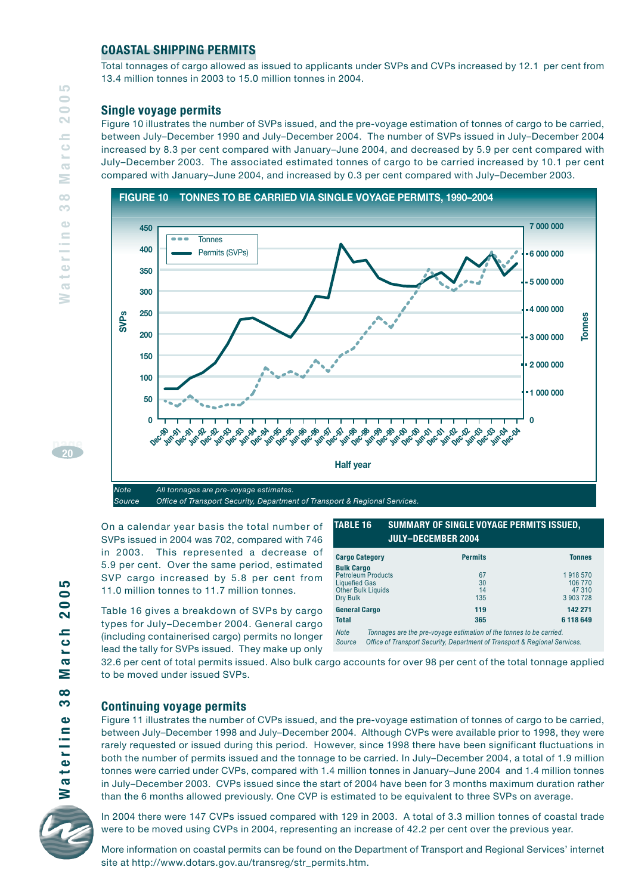## COASTAL SHIPPING PERMITS

Total tonnages of cargo allowed as issued to applicants under SVPs and CVPs increased by 12.1 per cent from 13.4 million tonnes in 2003 to 15.0 million tonnes in 2004.

### Single voyage permits

Figure 10 illustrates the number of SVPs issued, and the pre-voyage estimation of tonnes of cargo to be carried, between July–December 1990 and July–December 2004. The number of SVPs issued in July–December 2004 increased by 8.3 per cent compared with January–June 2004, and decreased by 5.9 per cent compared with July–December 2003. The associated estimated tonnes of cargo to be carried increased by 10.1 per cent compared with January–June 2004, and increased by 0.3 per cent compared with July–December 2003.

**FIGURE 10 TONNES TO BE CARRIED VIA SINGLE VOYAGE PERMITS, 1990–2004**

*Note* All tonnages are pre-voyage estimates.
*Source* Office of Transport Security, Department of Transport & Regional Services.

On a calendar year basis the total number of SVPs issued in 2004 was 702, compared with 746 in 2003. This represented a decrease of 5.9 per cent. Over the same period, estimated SVP cargo increased by 5.8 per cent from 11.0 million tonnes to 11.7 million tonnes.

Table 16 gives a breakdown of SVPs by cargo types for July–December 2004. General cargo (including containerised cargo) permits no longer lead the tally for SVPs issued. They make up only 32.6 per cent of total permits issued. Also bulk cargo accounts for over 98 per cent of the total tonnage applied to be moved under issued SVPs.

**TABLE 16 SUMMARY OF SINGLE VOYAGE PERMITS ISSUED, JULY–DECEMBER 2004**

| Cargo Category | Permits | Tonnes |
|---|---|---|
| **Bulk Cargo** | | |
| Petroleum Products | 67 | 1 918 570 |
| Liquefied Gas | 30 | 106 770 |
| Other Bulk Liquids | 14 | 47 310 |
| Dry Bulk | 135 | 3 903 728 |
| **General Cargo** | **119** | **142 271** |
| **Total** | **365** | **6 118 649** |

*Note* Tonnages are the pre-voyage estimation of the tonnes to be carried.
*Source* Office of Transport Security, Department of Transport & Regional Services.

### Continuing voyage permits

Figure 11 illustrates the number of CVPs issued, and the pre-voyage estimation of tonnes of cargo to be carried, between July–December 1998 and July–December 2004. Although CVPs were available prior to 1998, they were rarely requested or issued during this period. However, since 1998 there have been significant fluctuations in both the number of permits issued and the tonnage to be carried. In July–December 2004, a total of 1.9 million tonnes were carried under CVPs, compared with 1.4 million tonnes in January–June 2004 and 1.4 million tonnes in July–December 2003. CVPs issued since the start of 2004 have been for 3 months maximum duration rather than the 6 months allowed previously. One CVP is estimated to be equivalent to three SVPs on average.

In 2004 there were 147 CVPs issued compared with 129 in 2003. A total of 3.3 million tonnes of coastal trade were to be moved using CVPs in 2004, representing an increase of 42.2 per cent over the previous year.

More information on coastal permits can be found on the Department of Transport and Regional Services' internet site at http://www.dotars.gov.au/transreg/str_permits.htm.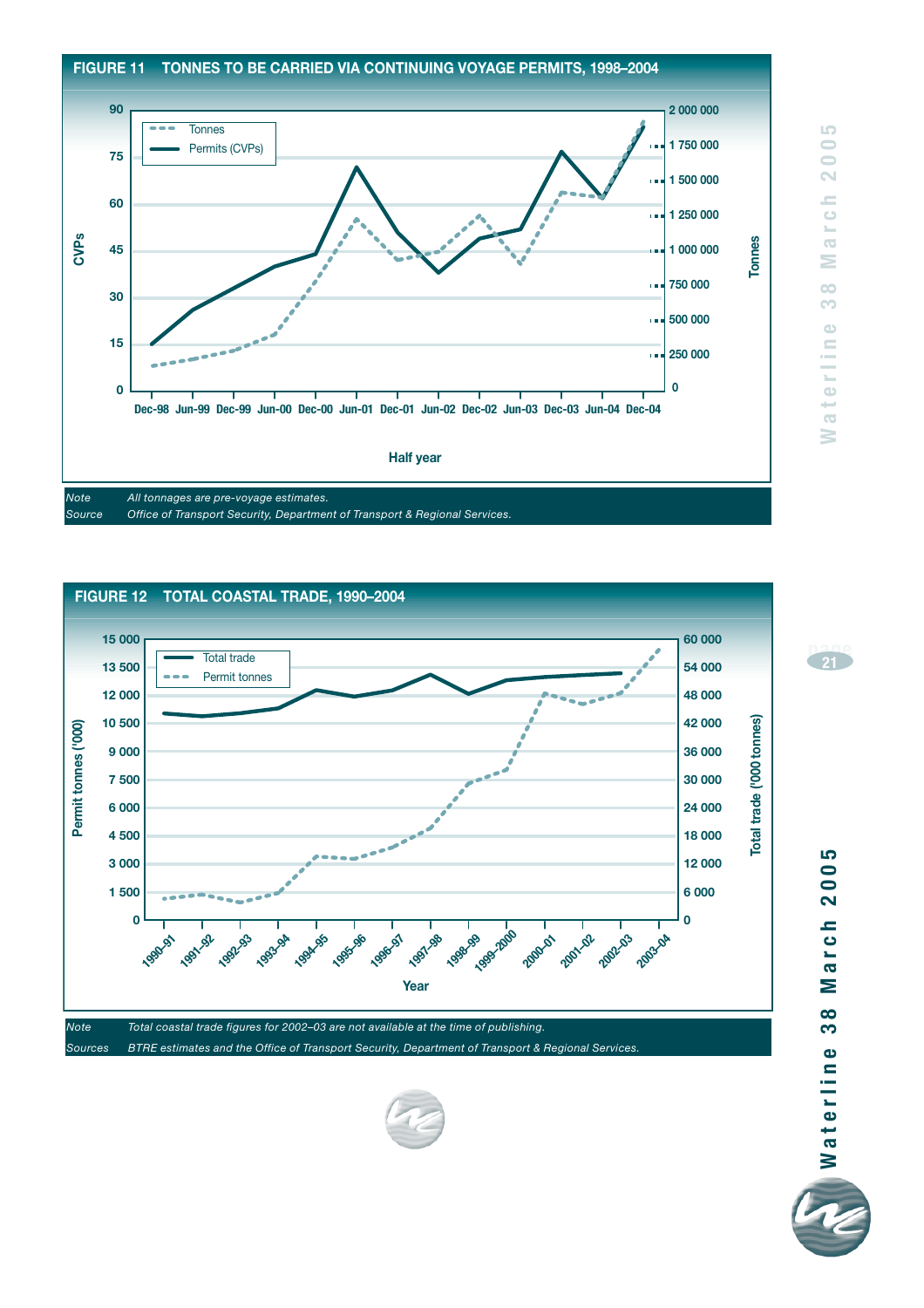**FIGURE 11 TONNES TO BE CARRIED VIA CONTINUING VOYAGE PERMITS, 1998–2004**

| | |
|---|---|
| *Note* | *All tonnages are pre-voyage estimates.* |
| *Source* | *Office of Transport Security, Department of Transport & Regional Services.* |

**FIGURE 12 TOTAL COASTAL TRADE, 1990–2004**

| | |
|---|---|
| *Note* | *Total coastal trade figures for 2002–03 are not available at the time of publishing.* |
| *Sources* | *BTRE estimates and the Office of Transport Security, Department of Transport & Regional Services.* |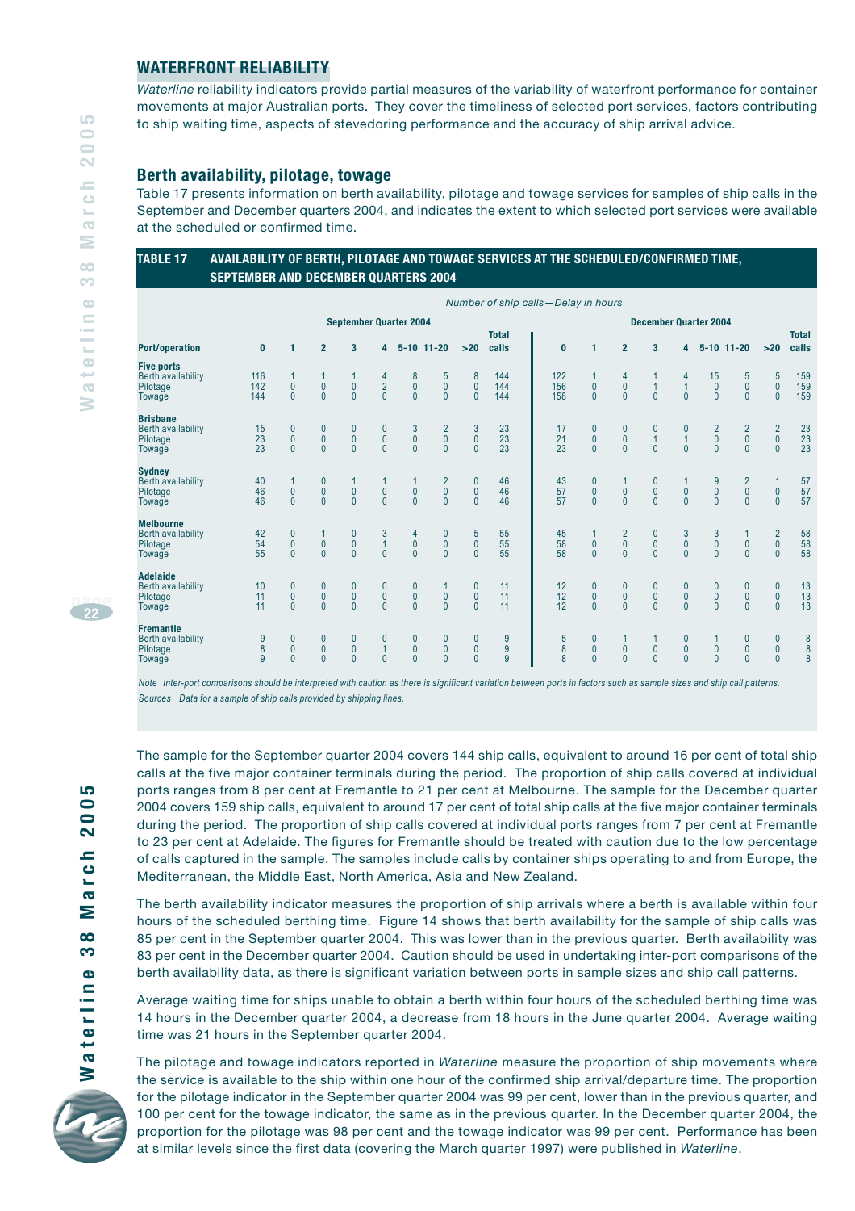## WATERFRONT RELIABILITY

*Waterline* reliability indicators provide partial measures of the variability of waterfront performance for container movements at major Australian ports. They cover the timeliness of selected port services, factors contributing to ship waiting time, aspects of stevedoring performance and the accuracy of ship arrival advice.

### Berth availability, pilotage, towage

Table 17 presents information on berth availability, pilotage and towage services for samples of ship calls in the September and December quarters 2004, and indicates the extent to which selected port services were available at the scheduled or confirmed time.

**TABLE 17 AVAILABILITY OF BERTH, PILOTAGE AND TOWAGE SERVICES AT THE SCHEDULED/CONFIRMED TIME, SEPTEMBER AND DECEMBER QUARTERS 2004**

*Number of ship calls—Delay in hours*

| | September Quarter 2004 | | | | | | | | | | December Quarter 2004 | | | | | | | | | |
|---|---|---|---|---|---|---|---|---|---|---|---|---|---|---|---|---|---|---|---|---|
| **Port/operation** | **0** | **1** | **2** | **3** | **4** | **5-10** | **11-20** | **>20** | **Total calls** | | **0** | **1** | **2** | **3** | **4** | **5-10** | **11-20** | **>20** | **Total calls** |
| **Five ports** | | | | | | | | | | | | | | | | | | | |
| Berth availability | 116 | 1 | 1 | 1 | 4 | 8 | 5 | 8 | 144 | | 122 | 1 | 4 | 1 | 4 | 15 | 5 | 5 | 159 |
| Pilotage | 142 | 0 | 0 | 0 | 2 | 0 | 0 | 0 | 144 | | 156 | 0 | 0 | 1 | 1 | 0 | 0 | 0 | 159 |
| Towage | 144 | 0 | 0 | 0 | 0 | 0 | 0 | 0 | 144 | | 158 | 0 | 0 | 0 | 0 | 0 | 0 | 0 | 159 |
| **Brisbane** | | | | | | | | | | | | | | | | | | | |
| Berth availability | 15 | 0 | 0 | 0 | 0 | 3 | 2 | 3 | 23 | | 17 | 0 | 0 | 0 | 0 | 2 | 2 | 2 | 23 |
| Pilotage | 23 | 0 | 0 | 0 | 0 | 0 | 0 | 0 | 23 | | 21 | 0 | 0 | 1 | 1 | 0 | 0 | 0 | 23 |
| Towage | 23 | 0 | 0 | 0 | 0 | 0 | 0 | 0 | 23 | | 23 | 0 | 0 | 0 | 0 | 0 | 0 | 0 | 23 |
| **Sydney** | | | | | | | | | | | | | | | | | | | |
| Berth availability | 40 | 1 | 0 | 1 | 1 | 1 | 2 | 0 | 46 | | 43 | 0 | 1 | 0 | 1 | 9 | 2 | 1 | 57 |
| Pilotage | 46 | 0 | 0 | 0 | 0 | 0 | 0 | 0 | 46 | | 57 | 0 | 0 | 0 | 0 | 0 | 0 | 0 | 57 |
| Towage | 46 | 0 | 0 | 0 | 0 | 0 | 0 | 0 | 46 | | 57 | 0 | 0 | 0 | 0 | 0 | 0 | 0 | 57 |
| **Melbourne** | | | | | | | | | | | | | | | | | | | |
| Berth availability | 42 | 0 | 1 | 0 | 3 | 4 | 0 | 5 | 55 | | 45 | 1 | 2 | 0 | 3 | 3 | 1 | 2 | 58 |
| Pilotage | 54 | 0 | 0 | 0 | 1 | 0 | 0 | 0 | 55 | | 58 | 0 | 0 | 0 | 0 | 0 | 0 | 0 | 58 |
| Towage | 55 | 0 | 0 | 0 | 0 | 0 | 0 | 0 | 55 | | 58 | 0 | 0 | 0 | 0 | 0 | 0 | 0 | 58 |
| **Adelaide** | | | | | | | | | | | | | | | | | | | |
| Berth availability | 10 | 0 | 0 | 0 | 0 | 0 | 1 | 0 | 11 | | 12 | 0 | 0 | 0 | 0 | 0 | 0 | 0 | 13 |
| Pilotage | 11 | 0 | 0 | 0 | 0 | 0 | 0 | 0 | 11 | | 12 | 0 | 0 | 0 | 0 | 0 | 0 | 0 | 13 |
| Towage | 11 | 0 | 0 | 0 | 0 | 0 | 0 | 0 | 11 | | 12 | 0 | 0 | 0 | 0 | 0 | 0 | 0 | 13 |
| **Fremantle** | | | | | | | | | | | | | | | | | | | |
| Berth availability | 9 | 0 | 0 | 0 | 0 | 0 | 0 | 0 | 9 | | 5 | 0 | 1 | 1 | 0 | 1 | 0 | 0 | 8 |
| Pilotage | 8 | 0 | 0 | 0 | 1 | 0 | 0 | 0 | 9 | | 8 | 0 | 0 | 0 | 0 | 0 | 0 | 0 | 8 |
| Towage | 9 | 0 | 0 | 0 | 0 | 0 | 0 | 0 | 9 | | 8 | 0 | 0 | 0 | 0 | 0 | 0 | 0 | 8 |

*Note* Inter-port comparisons should be interpreted with caution as there is significant variation between ports in factors such as sample sizes and ship call patterns.
*Sources* Data for a sample of ship calls provided by shipping lines.

The sample for the September quarter 2004 covers 144 ship calls, equivalent to around 16 per cent of total ship calls at the five major container terminals during the period. The proportion of ship calls covered at individual ports ranges from 8 per cent at Fremantle to 21 per cent at Melbourne. The sample for the December quarter 2004 covers 159 ship calls, equivalent to around 17 per cent of total ship calls at the five major container terminals during the period. The proportion of ship calls covered at individual ports ranges from 7 per cent at Fremantle to 23 per cent at Adelaide. The figures for Fremantle should be treated with caution due to the low percentage of calls captured in the sample. The samples include calls by container ships operating to and from Europe, the Mediterranean, the Middle East, North America, Asia and New Zealand.

The berth availability indicator measures the proportion of ship arrivals where a berth is available within four hours of the scheduled berthing time. Figure 14 shows that berth availability for the sample of ship calls was 85 per cent in the September quarter 2004. This was lower than in the previous quarter. Berth availability was 83 per cent in the December quarter 2004. Caution should be used in undertaking inter-port comparisons of the berth availability data, as there is significant variation between ports in sample sizes and ship call patterns.

Average waiting time for ships unable to obtain a berth within four hours of the scheduled berthing time was 14 hours in the December quarter 2004, a decrease from 18 hours in the June quarter 2004. Average waiting time was 21 hours in the September quarter 2004.

The pilotage and towage indicators reported in *Waterline* measure the proportion of ship movements where the service is available to the ship within one hour of the confirmed ship arrival/departure time. The proportion for the pilotage indicator in the September quarter 2004 was 99 per cent, lower than in the previous quarter, and 100 per cent for the towage indicator, the same as in the previous quarter. In the December quarter 2004, the proportion for the pilotage was 98 per cent and the towage indicator was 99 per cent. Performance has been at similar levels since the first data (covering the March quarter 1997) were published in *Waterline*.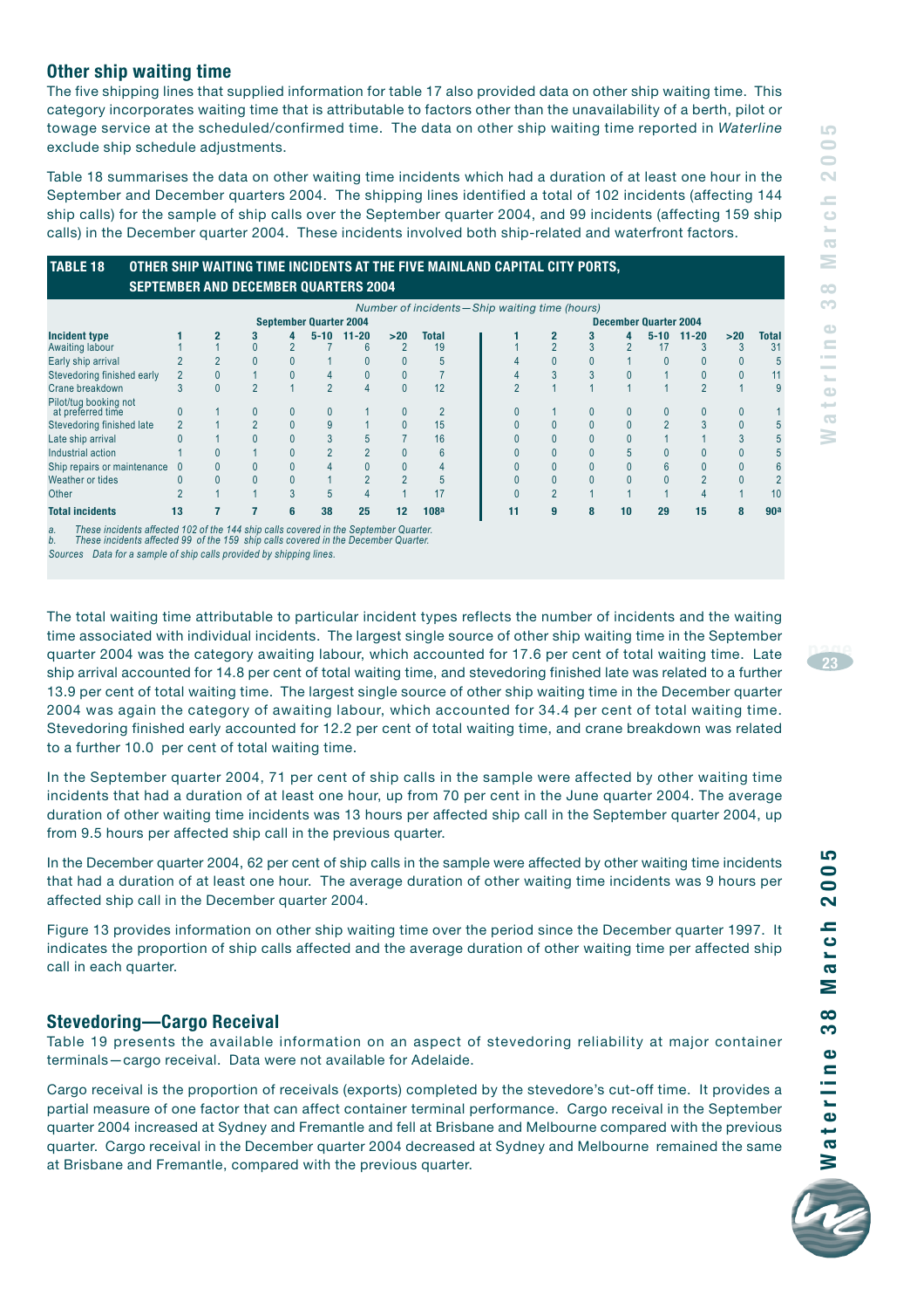## Other ship waiting time

The five shipping lines that supplied information for table 17 also provided data on other ship waiting time. This category incorporates waiting time that is attributable to factors other than the unavailability of a berth, pilot or towage service at the scheduled/confirmed time. The data on other ship waiting time reported in *Waterline* exclude ship schedule adjustments.

Table 18 summarises the data on other waiting time incidents which had a duration of at least one hour in the September and December quarters 2004. The shipping lines identified a total of 102 incidents (affecting 144 ship calls) for the sample of ship calls over the September quarter 2004, and 99 incidents (affecting 159 ship calls) in the December quarter 2004. These incidents involved both ship-related and waterfront factors.

**TABLE 18 OTHER SHIP WAITING TIME INCIDENTS AT THE FIVE MAINLAND CAPITAL CITY PORTS, SEPTEMBER AND DECEMBER QUARTERS 2004**

*Number of incidents—Ship waiting time (hours)*

| | September Quarter 2004 | | | | | | | | December Quarter 2004 | | | | | | | |
|---|---|---|---|---|---|---|---|---|---|---|---|---|---|---|---|---|
| **Incident type** | **1** | **2** | **3** | **4** | **5-10** | **11-20** | **>20** | **Total** | **1** | **2** | **3** | **4** | **5-10** | **11-20** | **>20** | **Total** |
| Awaiting labour | 1 | 1 | 0 | 2 | 7 | 6 | 2 | 19 | 1 | 2 | 3 | 2 | 17 | 3 | 3 | 31 |
| Early ship arrival | 2 | 2 | 0 | 0 | 1 | 0 | 0 | 5 | 4 | 0 | 0 | 1 | 0 | 0 | 0 | 5 |
| Stevedoring finished early | 2 | 0 | 1 | 0 | 4 | 0 | 0 | 7 | 4 | 3 | 3 | 0 | 1 | 0 | 0 | 11 |
| Crane breakdown | 3 | 0 | 2 | 1 | 2 | 4 | 0 | 12 | 2 | 1 | 1 | 1 | 1 | 2 | 1 | 9 |
| Pilot/tug booking not at preferred time | 0 | 1 | 0 | 0 | 0 | 1 | 0 | 2 | 0 | 1 | 0 | 0 | 0 | 0 | 0 | 1 |
| Stevedoring finished late | 2 | 1 | 2 | 0 | 9 | 1 | 0 | 15 | 0 | 0 | 0 | 0 | 2 | 3 | 0 | 5 |
| Late ship arrival | 0 | 1 | 0 | 0 | 3 | 5 | 7 | 16 | 0 | 0 | 0 | 0 | 1 | 1 | 3 | 5 |
| Industrial action | 1 | 0 | 1 | 0 | 2 | 2 | 0 | 6 | 0 | 0 | 0 | 5 | 0 | 0 | 0 | 5 |
| Ship repairs or maintenance | 0 | 0 | 0 | 0 | 4 | 0 | 0 | 4 | 0 | 0 | 0 | 0 | 6 | 0 | 0 | 6 |
| Weather or tides | 0 | 0 | 0 | 0 | 1 | 2 | 2 | 5 | 0 | 0 | 0 | 0 | 0 | 2 | 0 | 2 |
| Other | 2 | 1 | 1 | 3 | 5 | 4 | 1 | 17 | 0 | 2 | 1 | 1 | 1 | 4 | 1 | 10 |
| **Total incidents** | **13** | **7** | **7** | **6** | **38** | **25** | **12** | **108[a]** | **11** | **9** | **8** | **10** | **29** | **15** | **8** | **90[a]** |

*a. These incidents affected 102 of the 144 ship calls covered in the September Quarter.*
*b. These incidents affected 99 of the 159 ship calls covered in the December Quarter.*
*Sources Data for a sample of ship calls provided by shipping lines.*

The total waiting time attributable to particular incident types reflects the number of incidents and the waiting time associated with individual incidents. The largest single source of other ship waiting time in the September quarter 2004 was the category awaiting labour, which accounted for 17.6 per cent of total waiting time. Late ship arrival accounted for 14.8 per cent of total waiting time, and stevedoring finished late was related to a further 13.9 per cent of total waiting time. The largest single source of other ship waiting time in the December quarter 2004 was again the category of awaiting labour, which accounted for 34.4 per cent of total waiting time. Stevedoring finished early accounted for 12.2 per cent of total waiting time, and crane breakdown was related to a further 10.0 per cent of total waiting time.

In the September quarter 2004, 71 per cent of ship calls in the sample were affected by other waiting time incidents that had a duration of at least one hour, up from 70 per cent in the June quarter 2004. The average duration of other waiting time incidents was 13 hours per affected ship call in the September quarter 2004, up from 9.5 hours per affected ship call in the previous quarter.

In the December quarter 2004, 62 per cent of ship calls in the sample were affected by other waiting time incidents that had a duration of at least one hour. The average duration of other waiting time incidents was 9 hours per affected ship call in the December quarter 2004.

Figure 13 provides information on other ship waiting time over the period since the December quarter 1997. It indicates the proportion of ship calls affected and the average duration of other waiting time per affected ship call in each quarter.

## Stevedoring—Cargo Receival

Table 19 presents the available information on an aspect of stevedoring reliability at major container terminals—cargo receival. Data were not available for Adelaide.

Cargo receival is the proportion of receivals (exports) completed by the stevedore's cut-off time. It provides a partial measure of one factor that can affect container terminal performance. Cargo receival in the September quarter 2004 increased at Sydney and Fremantle and fell at Brisbane and Melbourne compared with the previous quarter. Cargo receival in the December quarter 2004 decreased at Sydney and Melbourne remained the same at Brisbane and Fremantle, compared with the previous quarter.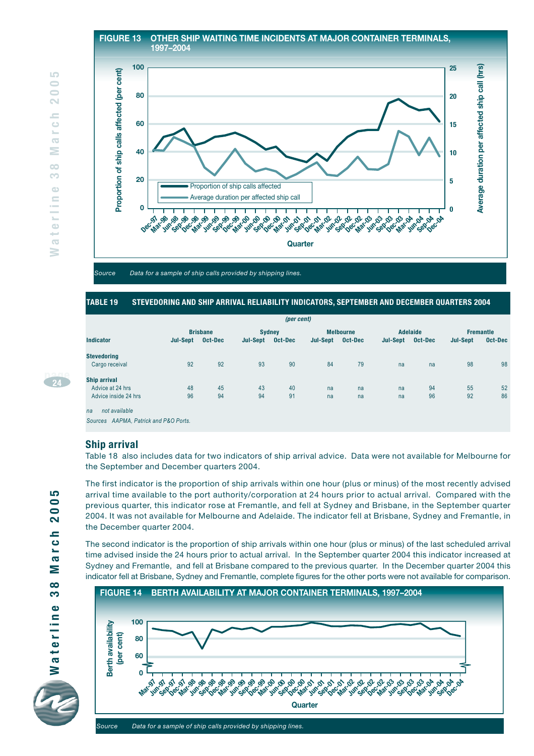**FIGURE 13 OTHER SHIP WAITING TIME INCIDENTS AT MAJOR CONTAINER TERMINALS, 1997–2004**

*Source* Data for a sample of ship calls provided by shipping lines.

**TABLE 19 STEVEDORING AND SHIP ARRIVAL RELIABILITY INDICATORS, SEPTEMBER AND DECEMBER QUARTERS 2004**

*(per cent)*

| Indicator | Brisbane | | Sydney | | Melbourne | | Adelaide | | Fremantle | |
|---|---|---|---|---|---|---|---|---|---|---|
| | Jul-Sept | Oct-Dec | Jul-Sept | Oct-Dec | Jul-Sept | Oct-Dec | Jul-Sept | Oct-Dec | Jul-Sept | Oct-Dec |
| **Stevedoring** | | | | | | | | | | |
| Cargo receival | 92 | 92 | 93 | 90 | 84 | 79 | na | na | 98 | 98 |
| **Ship arrival** | | | | | | | | | | |
| Advice at 24 hrs | 48 | 45 | 43 | 40 | na | na | na | 94 | 55 | 52 |
| Advice inside 24 hrs | 96 | 94 | 94 | 91 | na | na | na | 96 | 92 | 86 |

*na not available*

*Sources AAPMA, Patrick and P&O Ports.*

## Ship arrival

Table 18 also includes data for two indicators of ship arrival advice. Data were not available for Melbourne for the September and December quarters 2004.

The first indicator is the proportion of ship arrivals within one hour (plus or minus) of the most recently advised arrival time available to the port authority/corporation at 24 hours prior to actual arrival. Compared with the previous quarter, this indicator rose at Fremantle, and fell at Sydney and Brisbane, in the September quarter 2004. It was not available for Melbourne and Adelaide. The indicator fell at Brisbane, Sydney and Fremantle, in the December quarter 2004.

The second indicator is the proportion of ship arrivals within one hour (plus or minus) of the last scheduled arrival time advised inside the 24 hours prior to actual arrival. In the September quarter 2004 this indicator increased at Sydney and Fremantle, and fell at Brisbane compared to the previous quarter. In the December quarter 2004 this indicator fell at Brisbane, Sydney and Fremantle, complete figures for the other ports were not available for comparison.

**FIGURE 14 BERTH AVAILABILITY AT MAJOR CONTAINER TERMINALS, 1997–2004**

*Source* Data for a sample of ship calls provided by shipping lines.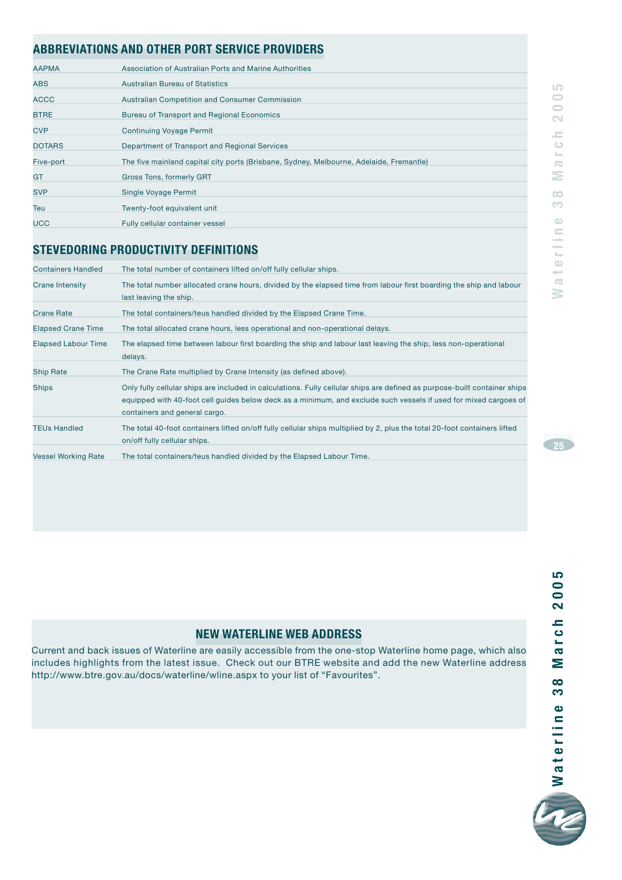## ABBREVIATIONS AND OTHER PORT SERVICE PROVIDERS

| | |
|---|---|
| AAPMA | Association of Australian Ports and Marine Authorities |
| ABS | Australian Bureau of Statistics |
| ACCC | Australian Competition and Consumer Commission |
| BTRE | Bureau of Transport and Regional Economics |
| CVP | Continuing Voyage Permit |
| DOTARS | Department of Transport and Regional Services |
| Five-port | The five mainland capital city ports (Brisbane, Sydney, Melbourne, Adelaide, Fremantle) |
| GT | Gross Tons, formerly GRT |
| SVP | Single Voyage Permit |
| Teu | Twenty-foot equivalent unit |
| UCC | Fully cellular container vessel |

## STEVEDORING PRODUCTIVITY DEFINITIONS

| | |
|---|---|
| Containers Handled | The total number of containers lifted on/off fully cellular ships. |
| Crane Intensity | The total number allocated crane hours, divided by the elapsed time from labour first boarding the ship and labour last leaving the ship. |
| Crane Rate | The total containers/teus handled divided by the Elapsed Crane Time. |
| Elapsed Crane Time | The total allocated crane hours, less operational and non-operational delays. |
| Elapsed Labour Time | The elapsed time between labour first boarding the ship and labour last leaving the ship, less non-operational delays. |
| Ship Rate | The Crane Rate multiplied by Crane Intensity (as defined above). |
| Ships | Only fully cellular ships are included in calculations. Fully cellular ships are defined as purpose-built container ships equipped with 40-foot cell guides below deck as a minimum, and exclude such vessels if used for mixed cargoes of containers and general cargo. |
| TEUs Handled | The total 40-foot containers lifted on/off fully cellular ships multiplied by 2, plus the total 20-foot containers lifted on/off fully cellular ships. |
| Vessel Working Rate | The total containers/teus handled divided by the Elapsed Labour Time. |

## NEW WATERLINE WEB ADDRESS

Current and back issues of Waterline are easily accessible from the one-stop Waterline home page, which also includes highlights from the latest issue. Check out our BTRE website and add the new Waterline address http://www.btre.gov.au/docs/waterline/wline.aspx to your list of "Favourites".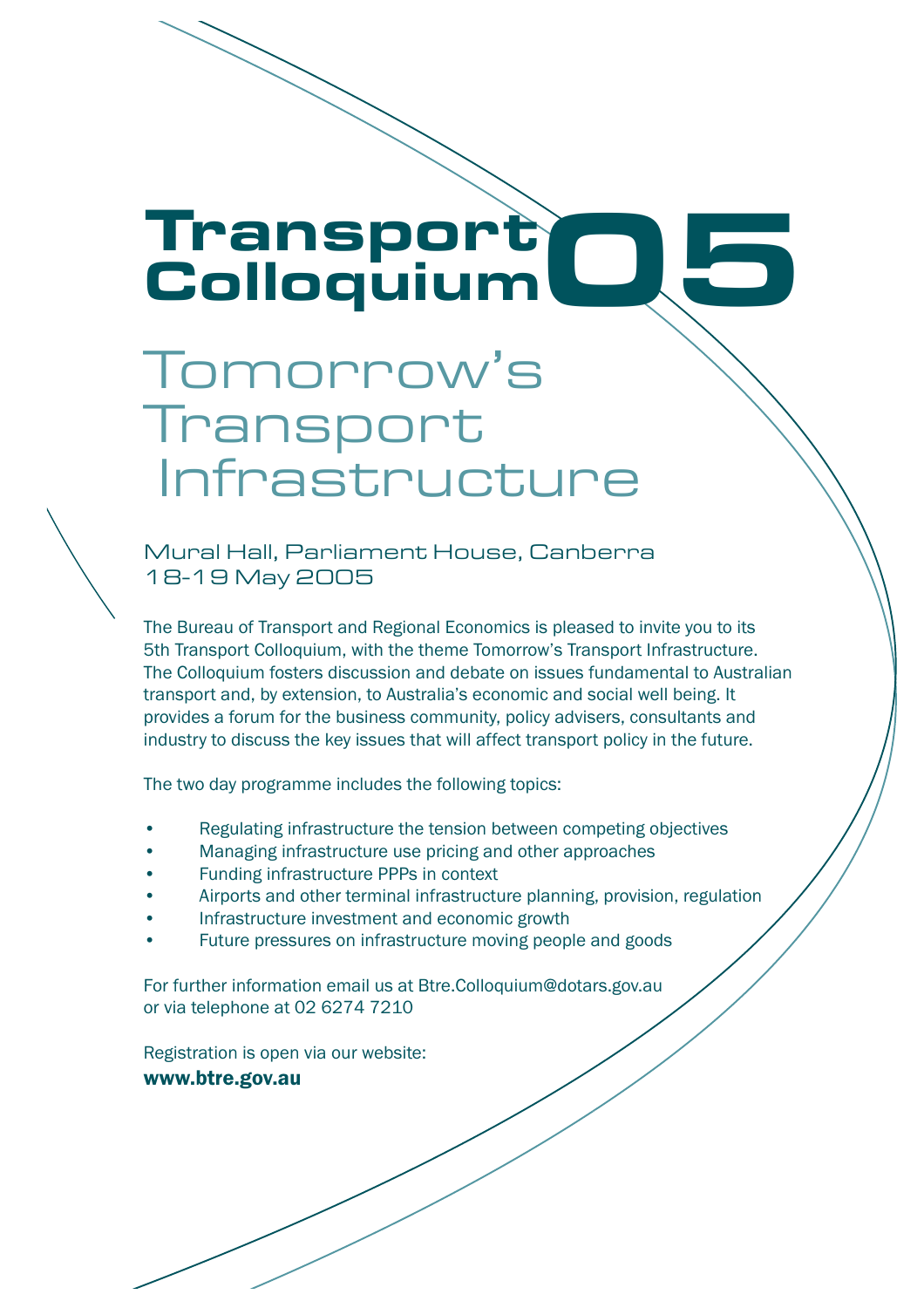# Transport Colloquium 05

## Tomorrow's Transport Infrastructure

Mural Hall, Parliament House, Canberra
18-19 May 2005

The Bureau of Transport and Regional Economics is pleased to invite you to its 5th Transport Colloquium, with the theme Tomorrow's Transport Infrastructure. The Colloquium fosters discussion and debate on issues fundamental to Australian transport and, by extension, to Australia's economic and social well being. It provides a forum for the business community, policy advisers, consultants and industry to discuss the key issues that will affect transport policy in the future.

The two day programme includes the following topics:

- Regulating infrastructure the tension between competing objectives
- Managing infrastructure use pricing and other approaches
- Funding infrastructure PPPs in context
- Airports and other terminal infrastructure planning, provision, regulation
- Infrastructure investment and economic growth
- Future pressures on infrastructure moving people and goods

For further information email us at Btre.Colloquium@dotars.gov.au
or via telephone at 02 6274 7210

Registration is open via our website:
**www.btre.gov.au**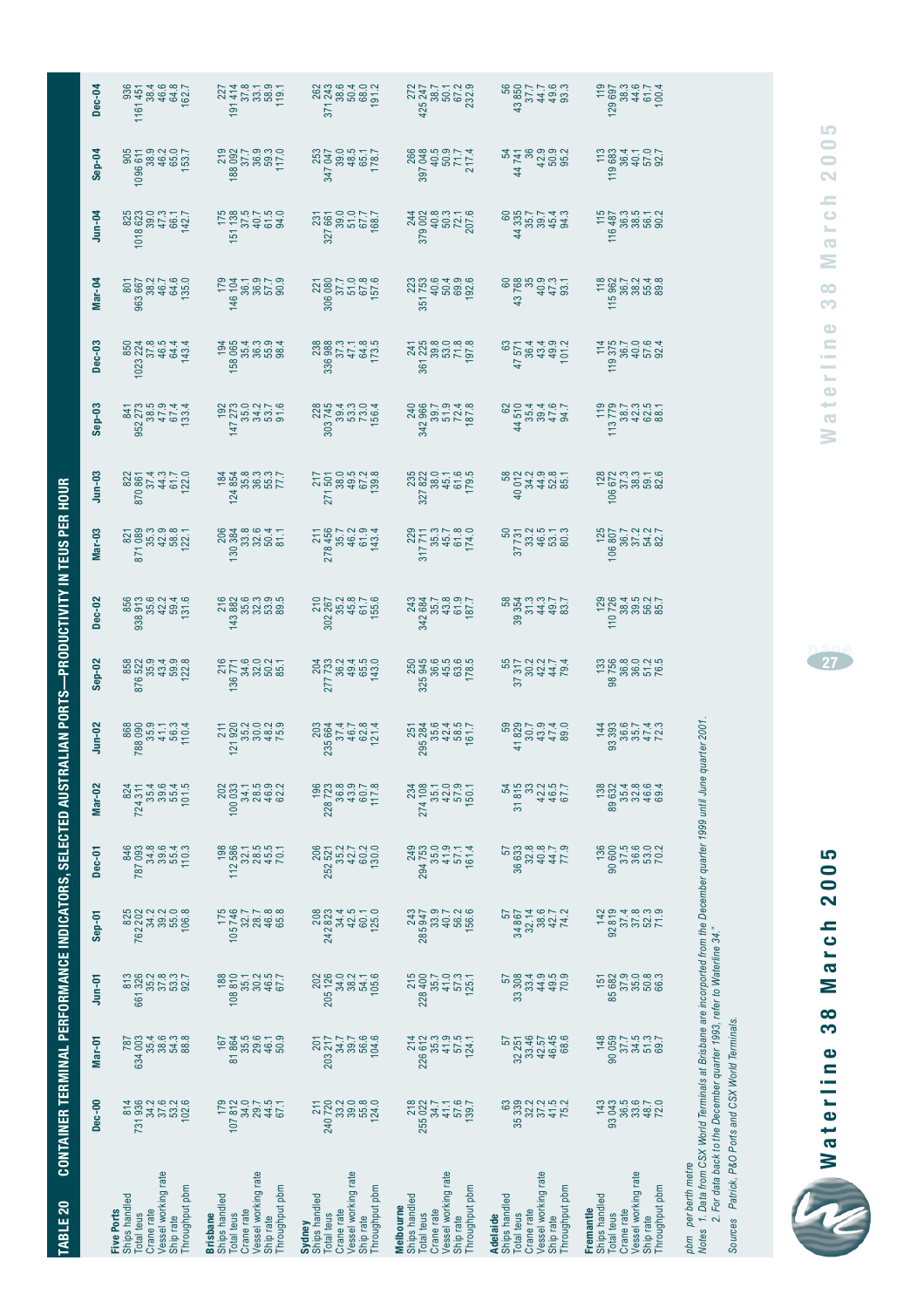## TABLE 20 CONTAINER TERMINAL PERFORMANCE INDICATORS, SELECTED AUSTRALIAN PORTS—PRODUCTIVITY IN TEUS PER HOUR

| | Dec-00 | Mar-01 | Jun-01 | Sep-01 | Dec-01 | Mar-02 | Jun-02 | Sep-02 | Dec-02 | Mar-03 | Jun-03 | Sep-03 | Dec-03 | Mar-04 | Jun-04 | Sep-04 | Dec-04 |
|---|---|---|---|---|---|---|---|---|---|---|---|---|---|---|---|---|---|
| **Five Ports** | | | | | | | | | | | | | | | | | |
| Ships handled | 814 | 787 | 813 | 825 | 846 | 824 | 868 | 858 | 856 | 821 | 822 | 841 | 850 | 801 | 825 | 905 | 936 |
| Total teus | 731 936 | 634 003 | 661 326 | 762 202 | 787 093 | 724 311 | 788 090 | 876 522 | 938 913 | 871 089 | 870 861 | 952 273 | 1023 224 | 963 667 | 1018 623 | 1096 611 | 1161 451 |
| Crane rate | 34.2 | 35.4 | 35.2 | 34.2 | 34.8 | 35.4 | 35.9 | 35.9 | 35.6 | 35.3 | 37.4 | 38.5 | 37.8 | 38.2 | 39.0 | 38.9 | 38.4 |
| Vessel working rate | 37.6 | 38.6 | 37.8 | 39.2 | 39.6 | 39.6 | 41.1 | 43.4 | 42.2 | 42.9 | 44.3 | 47.9 | 46.5 | 46.7 | 47.3 | 46.2 | 46.6 |
| Ship rate | 53.2 | 54.3 | 53.3 | 55.0 | 55.4 | 55.4 | 56.3 | 59.9 | 59.4 | 58.8 | 61.7 | 67.4 | 64.4 | 64.6 | 66.1 | 65.0 | 64.8 |
| Throughput pbm | 102.6 | 88.8 | 92.7 | 106.8 | 110.3 | 101.5 | 110.4 | 122.8 | 131.6 | 122.1 | 122.0 | 133.4 | 143.4 | 135.0 | 142.7 | 153.7 | 162.7 |
| **Brisbane** | | | | | | | | | | | | | | | | | |
| Ships handled | 179 | 167 | 188 | 175 | 198 | 202 | 211 | 216 | 216 | 206 | 184 | 192 | 194 | 179 | 175 | 219 | 227 |
| Total teus | 107 812 | 81 864 | 108 810 | 105 746 | 112 586 | 100 033 | 121 920 | 136 771 | 143 882 | 130 384 | 124 854 | 147 273 | 158 065 | 146 104 | 151 138 | 188 092 | 191 414 |
| Crane rate | 34.0 | 35.5 | 35.1 | 32.7 | 32.1 | 34.1 | 35.2 | 34.6 | 35.6 | 33.8 | 35.8 | 35.0 | 35.4 | 36.1 | 37.5 | 37.7 | 37.8 |
| Vessel working rate | 29.7 | 29.6 | 30.2 | 28.7 | 28.5 | 28.5 | 30.0 | 32.0 | 32.3 | 32.6 | 36.3 | 34.2 | 32.3 | 36.9 | 40.7 | 36.9 | 33.1 |
| Ship rate | 44.5 | 46.1 | 46.5 | 46.8 | 45.5 | 46.9 | 48.2 | 50.2 | 53.9 | 50.4 | 55.3 | 53.7 | 55.9 | 57.7 | 61.5 | 59.3 | 58.9 |
| Throughput pbm | 67.1 | 50.9 | 67.7 | 65.8 | 70.1 | 62.2 | 75.9 | 85.1 | 89.5 | 81.1 | 77.7 | 91.6 | 98.4 | 90.9 | 94.0 | 117.0 | 119.1 |
| **Sydney** | | | | | | | | | | | | | | | | | |
| Ships handled | 211 | 201 | 202 | 208 | 206 | 196 | 203 | 204 | 210 | 211 | 217 | 228 | 238 | 221 | 231 | 253 | 262 |
| Total teus | 240 720 | 203 217 | 205 126 | 242 823 | 252 521 | 228 723 | 235 664 | 277 733 | 302 267 | 278 456 | 271 501 | 303 745 | 336 988 | 306 080 | 327 661 | 347 047 | 371 243 |
| Crane rate | 33.2 | 34.7 | 34.0 | 34.4 | 35.2 | 36.8 | 37.4 | 36.2 | 35.2 | 35.7 | 38.0 | 39.4 | 37.3 | 37.7 | 39.0 | 39.0 | 38.6 |
| Vessel working rate | 39.0 | 39.7 | 38.2 | 42.5 | 42.7 | 43.9 | 46.7 | 49.4 | 45.8 | 46.2 | 49.5 | 53.3 | 47.1 | 51.0 | 51.0 | 48.5 | 50.4 |
| Ship rate | 55.8 | 56.6 | 54.1 | 60.1 | 60.2 | 60.7 | 62.8 | 65.5 | 61.7 | 61.9 | 67.2 | 73.0 | 64.8 | 67.8 | 67.7 | 65.1 | 68.0 |
| Throughput pbm | 124.0 | 104.6 | 105.6 | 125.0 | 130.0 | 117.8 | 121.4 | 143.0 | 155.6 | 143.4 | 139.8 | 156.4 | 173.5 | 157.6 | 168.7 | 178.7 | 191.2 |
| **Melbourne** | | | | | | | | | | | | | | | | | |
| Ships handled | 218 | 214 | 215 | 243 | 249 | 234 | 251 | 250 | 243 | 229 | 235 | 240 | 241 | 223 | 244 | 266 | 272 |
| Total teus | 255 022 | 226 612 | 228 400 | 285 947 | 294 753 | 274 108 | 295 284 | 325 945 | 342 684 | 317 711 | 327 822 | 342 966 | 361 225 | 351 753 | 379 002 | 397 048 | 425 247 |
| Crane rate | 34.7 | 35.3 | 35.7 | 33.9 | 35.0 | 35.1 | 35.6 | 36.6 | 35.7 | 35.3 | 38.0 | 39.7 | 39.8 | 40.6 | 40.8 | 40.5 | 38.7 |
| Vessel working rate | 41.1 | 41.9 | 41.0 | 40.7 | 41.9 | 42.0 | 42.4 | 45.5 | 43.8 | 45.7 | 45.1 | 51.9 | 53.0 | 50.4 | 50.3 | 50.9 | 50.1 |
| Ship rate | 57.6 | 57.5 | 57.3 | 56.2 | 57.1 | 57.9 | 58.5 | 63.6 | 61.9 | 61.8 | 61.6 | 72.4 | 71.8 | 69.9 | 72.1 | 71.7 | 67.2 |
| Throughput pbm | 139.7 | 124.1 | 125.1 | 156.6 | 161.4 | 150.1 | 161.7 | 178.5 | 187.7 | 174.0 | 179.5 | 187.8 | 197.8 | 192.6 | 207.6 | 217.4 | 232.9 |
| **Adelaide** | | | | | | | | | | | | | | | | | |
| Ships handled | 63 | 57 | 57 | 57 | 57 | 54 | 59 | 55 | 58 | 50 | 58 | 62 | 63 | 60 | 60 | 54 | 56 |
| Total teus | 35 339 | 32 251 | 33 308 | 34 867 | 36 633 | 31 815 | 41 829 | 37 317 | 39 354 | 37 731 | 40 012 | 44 510 | 47 571 | 43 768 | 44 335 | 44 741 | 43 850 |
| Crane rate | 32.2 | 33.46 | 33.4 | 32.14 | 32.8 | 33 | 30.7 | 30.2 | 31.3 | 33.2 | 34.2 | 35.4 | 36.4 | 35 | 35.7 | 36 | 37.7 |
| Vessel working rate | 37.2 | 42.57 | 44.9 | 38.6 | 40.8 | 42.2 | 43.9 | 42.2 | 44.3 | 46.5 | 44.9 | 39.4 | 43.4 | 40.9 | 39.7 | 42.9 | 44.7 |
| Ship rate | 41.5 | 46.45 | 49.5 | 42.7 | 44.7 | 46.5 | 47.4 | 44.7 | 49.7 | 53.1 | 52.8 | 47.6 | 49.9 | 47.3 | 45.4 | 50.9 | 49.6 |
| Throughput pbm | 75.2 | 68.6 | 70.9 | 74.2 | 77.9 | 67.7 | 89.0 | 79.4 | 83.7 | 80.3 | 85.1 | 94.7 | 101.2 | 93.1 | 94.3 | 95.2 | 93.3 |
| **Fremantle** | | | | | | | | | | | | | | | | | |
| Ships handled | 143 | 148 | 151 | 142 | 136 | 138 | 144 | 133 | 129 | 125 | 128 | 119 | 114 | 118 | 115 | 113 | 119 |
| Total teus | 93 043 | 90 059 | 85 682 | 92 819 | 90 600 | 89 632 | 93 393 | 98 756 | 110 726 | 106 807 | 106 672 | 113 779 | 119 375 | 115 962 | 116 487 | 119 683 | 129 697 |
| Crane rate | 36.5 | 37.7 | 37.9 | 37.4 | 37.5 | 35.4 | 36.6 | 36.8 | 38.4 | 36.7 | 37.3 | 38.7 | 36.7 | 36.7 | 36.3 | 36.4 | 38.3 |
| Vessel working rate | 33.6 | 34.5 | 35.0 | 37.8 | 36.6 | 32.8 | 35.7 | 36.0 | 39.5 | 37.2 | 38.3 | 42.3 | 40.0 | 38.2 | 38.5 | 40.1 | 44.6 |
| Ship rate | 48.7 | 51.3 | 50.8 | 52.3 | 53.0 | 46.6 | 47.4 | 51.2 | 56.2 | 54.2 | 59.1 | 62.5 | 57.6 | 55.4 | 56.1 | 57.0 | 61.7 |
| Throughput pbm | 72.0 | 69.7 | 66.3 | 71.9 | 70.2 | 69.4 | 72.3 | 76.5 | 85.7 | 82.7 | 82.6 | 88.1 | 92.4 | 89.8 | 90.2 | 92.7 | 100.4 |

pbm per berth metre

*Notes* 1. Data from CSX World Terminals at Brisbane are incorporated from the December quarter 1999 until June quarter 2001.

2. For data back to the December quarter 1993, refer to Waterline 34."

*Sources* Patrick, P&O Ports and CSX World Terminals.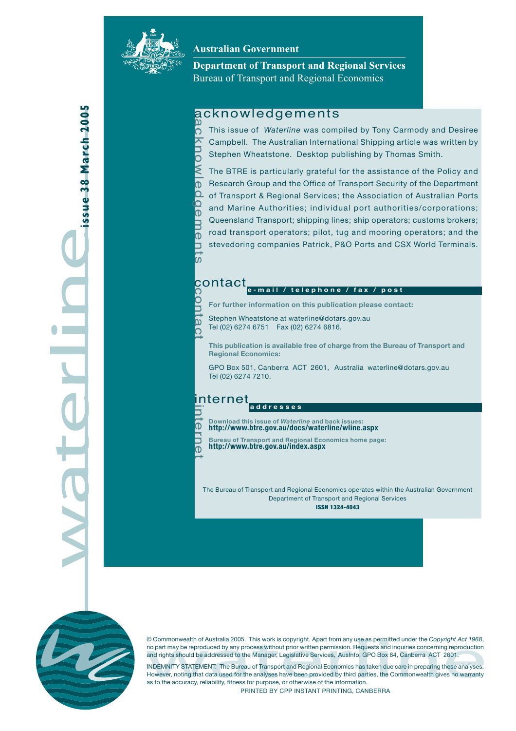Australian Government

**Department of Transport and Regional Services**
Bureau of Transport and Regional Economics

waterline **issue 38 March 2005**

## acknowledgements

This issue of *Waterline* was compiled by Tony Carmody and Desiree Campbell. The Australian International Shipping article was written by Stephen Wheatstone. Desktop publishing by Thomas Smith.

The BTRE is particularly grateful for the assistance of the Policy and Research Group and the Office of Transport Security of the Department of Transport & Regional Services; the Association of Australian Ports and Marine Authorities; individual port authorities/corporations; Queensland Transport; shipping lines; ship operators; customs brokers; road transport operators; pilot, tug and mooring operators; and the stevedoring companies Patrick, P&O Ports and CSX World Terminals.

## contact

**e-mail / telephone / fax / post**

**For further information on this publication please contact:**

Stephen Wheatstone at waterline@dotars.gov.au
Tel (02) 6274 6751 Fax (02) 6274 6816.

**This publication is available free of charge from the Bureau of Transport and Regional Economics:**

GPO Box 501, Canberra ACT 2601, Australia waterline@dotars.gov.au
Tel (02) 6274 7210.

## internet

**addresses**

**Download this issue of *Waterline* and back issues:**
**http://www.btre.gov.au/docs/waterline/wline.aspx**

**Bureau of Transport and Regional Economics home page:**
**http://www.btre.gov.au/index.aspx**

The Bureau of Transport and Regional Economics operates within the Australian Government Department of Transport and Regional Services

**ISSN 1324-4043**

© Commonwealth of Australia 2005. This work is copyright. Apart from any use as permitted under the *Copyright Act 1968*, no part may be reproduced by any process without prior written permission. Requests and inquiries concerning reproduction and rights should be addressed to the Manager, Legislative Services, AusInfo, GPO Box 84, Canberra ACT 2601.

INDEMNITY STATEMENT: The Bureau of Transport and Regional Economics has taken due care in preparing these analyses. However, noting that data used for the analyses have been provided by third parties, the Commonwealth gives no warranty as to the accuracy, reliability, fitness for purpose, or otherwise of the information.

PRINTED BY CPP INSTANT PRINTING, CANBERRA